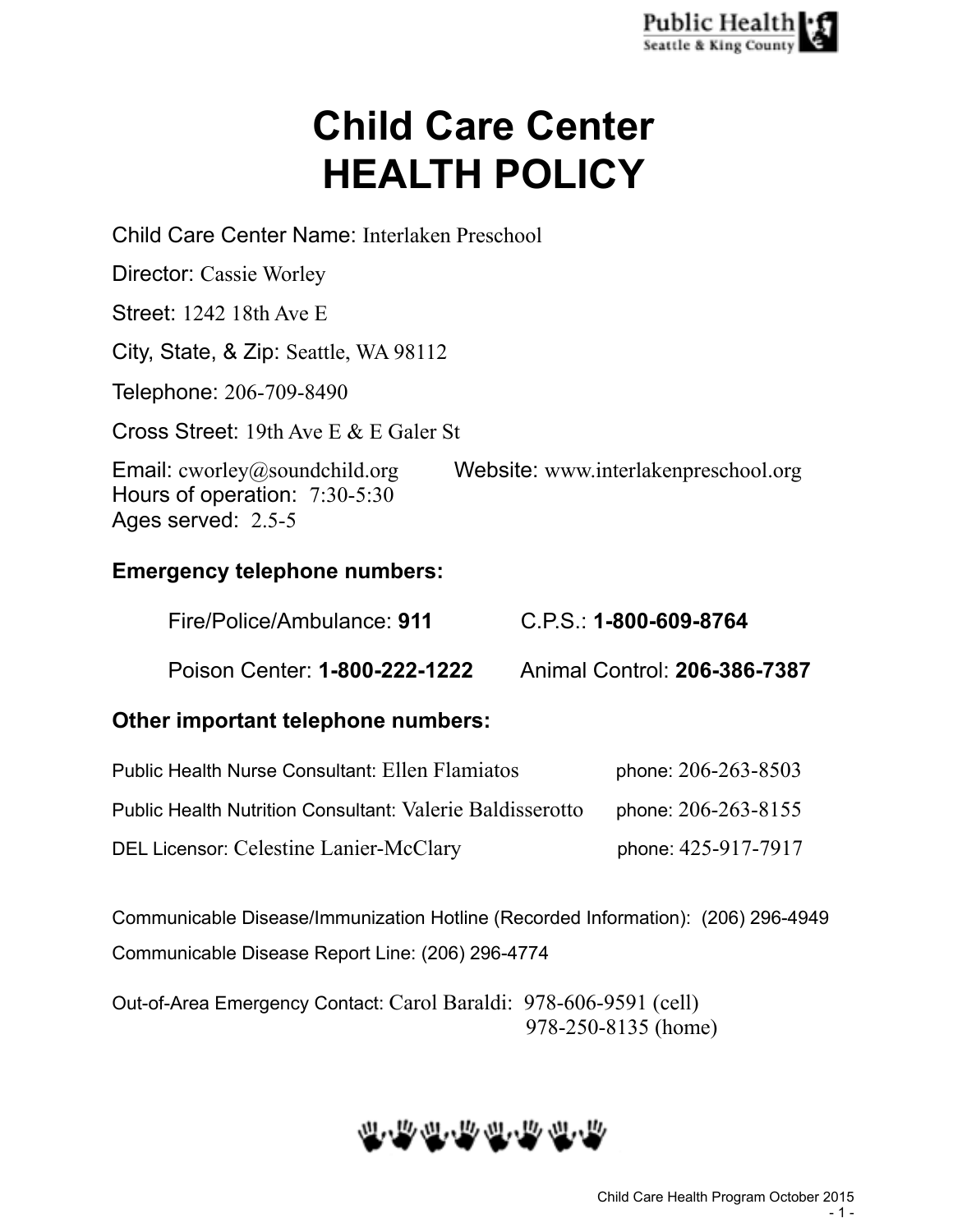# Child Care Center HEALTH POLICY

Child Care Center Name: Interlaken Preschool

Director: Cassie Worley

Street: 1242 18th Ave E

City, State, & Zip: Seattle, WA 98112

Telephone: 206-709-8490

Cross Street: 19th Ave E & E Galer St

Email: cworley@soundchild.org

Website: www.interlakenpreschool.org

Hours of operation: 7:30-5:30

Ages served: 2.5-5

### Emergency telephone numbers:

Fire/Police/Ambulance: **911**

C.P.S.: **1-800-609-8764**

Poison Center: **1-800-222-1222**

Animal Control: **206-386-7387**

### Other important telephone numbers:

Public Health Nurse Consultant: Ellen Flamiatos — phone: 206-263-8503

Public Health Nutrition Consultant: Valerie Baldisserotto — phone: 206-263-8155

DEL Licensor: Celestine Lanier-McClary — phone: 425-917-7917

Communicable Disease/Immunization Hotline (Recorded Information): (206) 296-4949

Communicable Disease Report Line: (206) 296-4774

Out-of-Area Emergency Contact: Carol Baraldi: 978-606-9591 (cell)
978-250-8135 (home)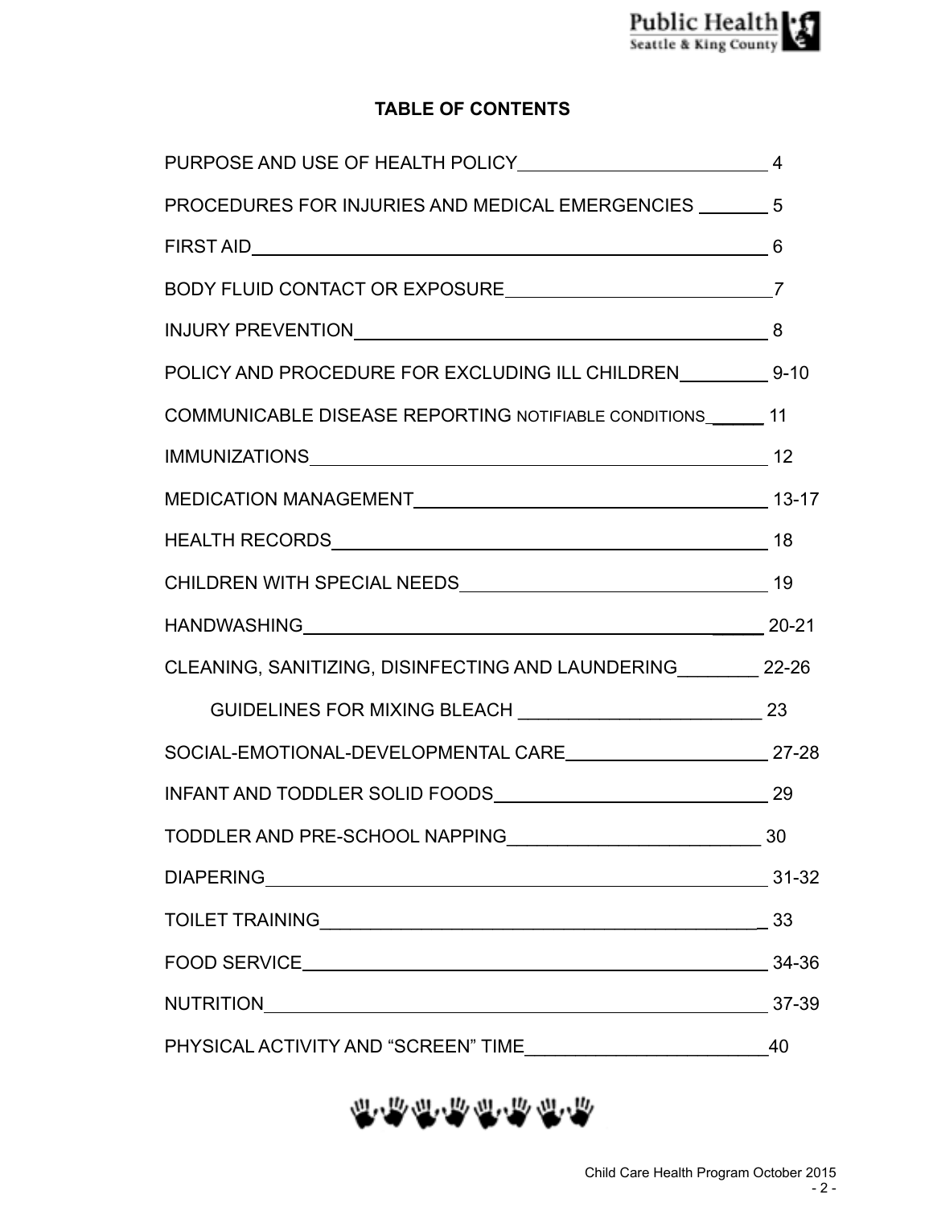# TABLE OF CONTENTS

| Section | Page |
|---|---|
| PURPOSE AND USE OF HEALTH POLICY | 4 |
| PROCEDURES FOR INJURIES AND MEDICAL EMERGENCIES | 5 |
| FIRST AID | 6 |
| BODY FLUID CONTACT OR EXPOSURE | 7 |
| INJURY PREVENTION | 8 |
| POLICY AND PROCEDURE FOR EXCLUDING ILL CHILDREN | 9-10 |
| COMMUNICABLE DISEASE REPORTING NOTIFIABLE CONDITIONS | 11 |
| IMMUNIZATIONS | 12 |
| MEDICATION MANAGEMENT | 13-17 |
| HEALTH RECORDS | 18 |
| CHILDREN WITH SPECIAL NEEDS | 19 |
| HANDWASHING | 20-21 |
| CLEANING, SANITIZING, DISINFECTING AND LAUNDERING | 22-26 |
| GUIDELINES FOR MIXING BLEACH | 23 |
| SOCIAL-EMOTIONAL-DEVELOPMENTAL CARE | 27-28 |
| INFANT AND TODDLER SOLID FOODS | 29 |
| TODDLER AND PRE-SCHOOL NAPPING | 30 |
| DIAPERING | 31-32 |
| TOILET TRAINING | 33 |
| FOOD SERVICE | 34-36 |
| NUTRITION | 37-39 |
| PHYSICAL ACTIVITY AND “SCREEN” TIME | 40 |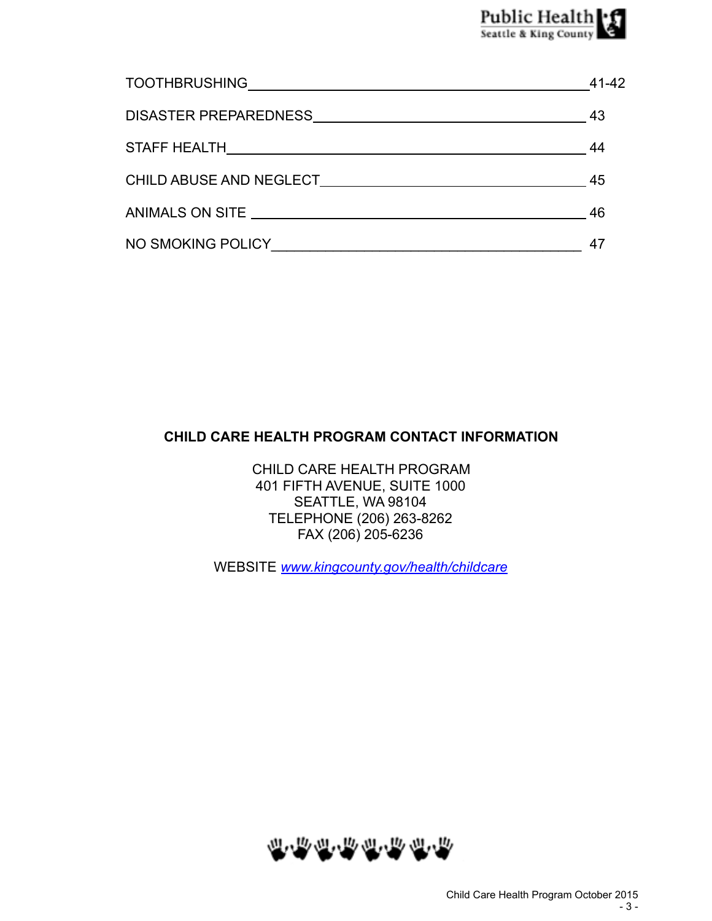| | |
|---|---|
| TOOTHBRUSHING | 41-42 |
| DISASTER PREPAREDNESS | 43 |
| STAFF HEALTH | 44 |
| CHILD ABUSE AND NEGLECT | 45 |
| ANIMALS ON SITE | 46 |
| NO SMOKING POLICY | 47 |

**CHILD CARE HEALTH PROGRAM CONTACT INFORMATION**

CHILD CARE HEALTH PROGRAM
401 FIFTH AVENUE, SUITE 1000
SEATTLE, WA 98104
TELEPHONE (206) 263-8262
FAX (206) 205-6236

WEBSITE *www.kingcounty.gov/health/childcare*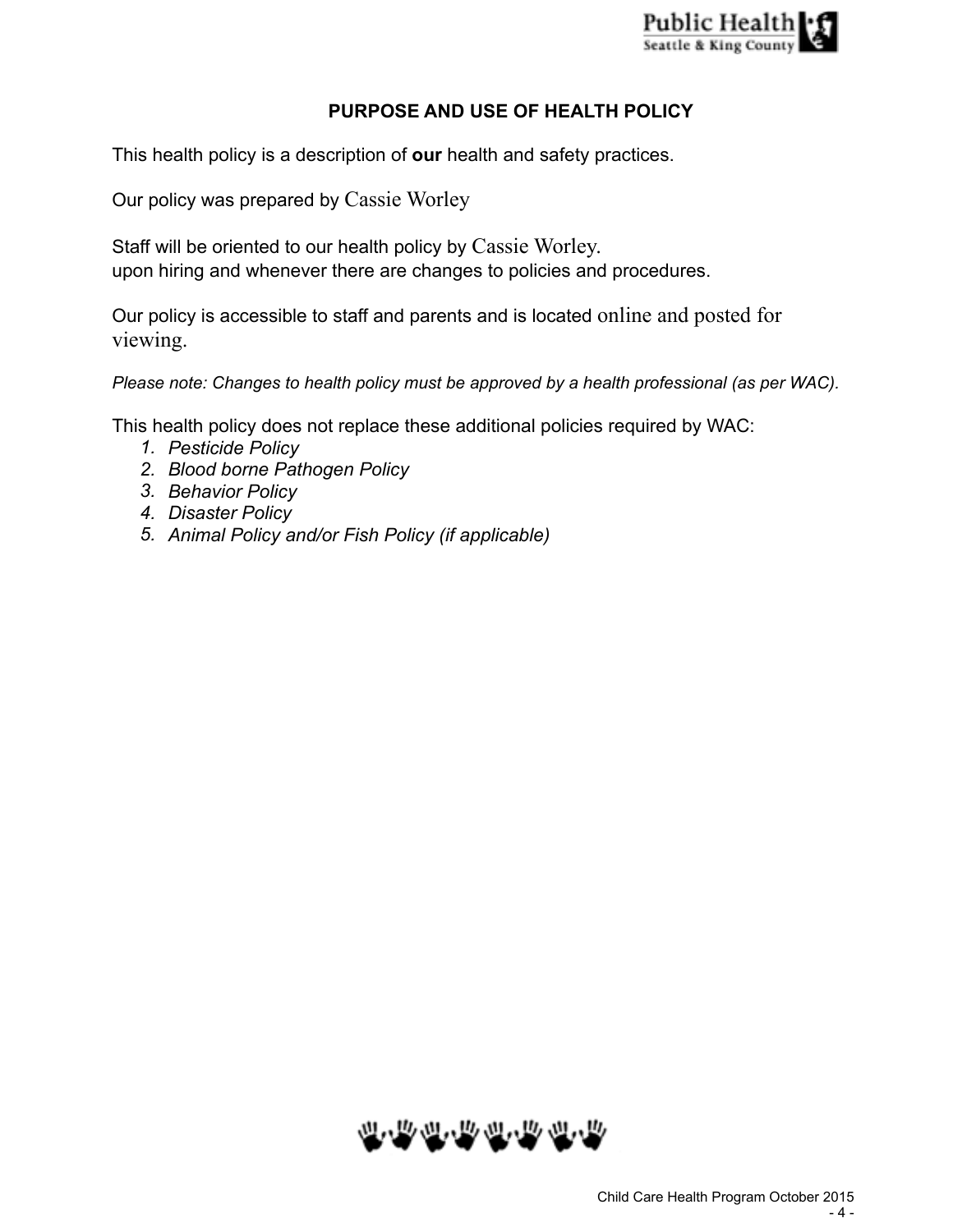## PURPOSE AND USE OF HEALTH POLICY

This health policy is a description of **our** health and safety practices.

Our policy was prepared by Cassie Worley

Staff will be oriented to our health policy by Cassie Worley.
upon hiring and whenever there are changes to policies and procedures.

Our policy is accessible to staff and parents and is located online and posted for viewing.

*Please note: Changes to health policy must be approved by a health professional (as per WAC).*

This health policy does not replace these additional policies required by WAC:

1. *Pesticide Policy*
2. *Blood borne Pathogen Policy*
3. *Behavior Policy*
4. *Disaster Policy*
5. *Animal Policy and/or Fish Policy (if applicable)*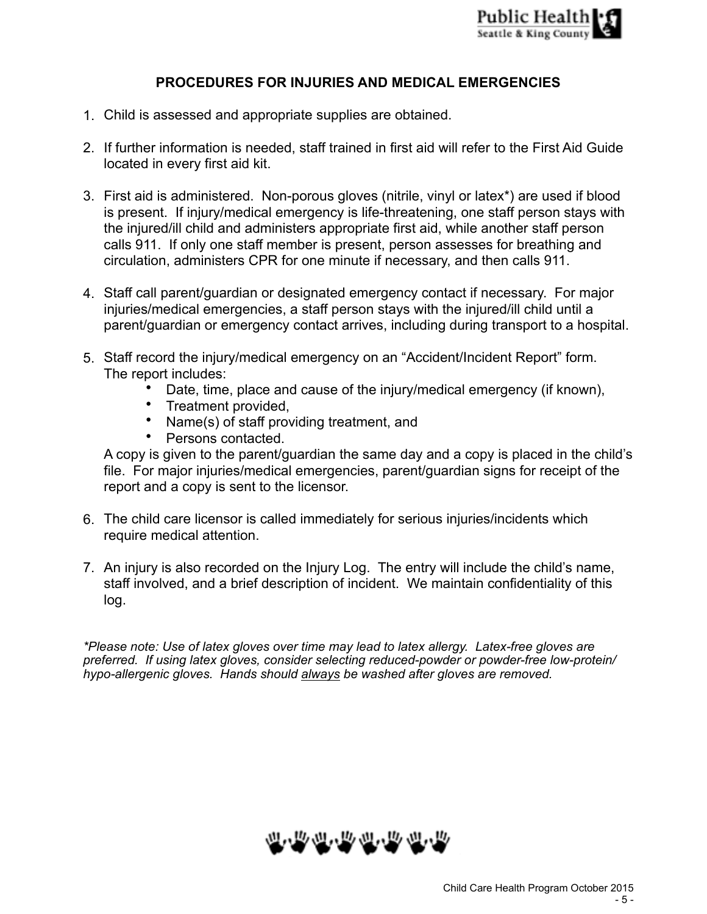## PROCEDURES FOR INJURIES AND MEDICAL EMERGENCIES

1. Child is assessed and appropriate supplies are obtained.

2. If further information is needed, staff trained in first aid will refer to the First Aid Guide located in every first aid kit.

3. First aid is administered. Non-porous gloves (nitrile, vinyl or latex*) are used if blood is present. If injury/medical emergency is life-threatening, one staff person stays with the injured/ill child and administers appropriate first aid, while another staff person calls 911. If only one staff member is present, person assesses for breathing and circulation, administers CPR for one minute if necessary, and then calls 911.

4. Staff call parent/guardian or designated emergency contact if necessary. For major injuries/medical emergencies, a staff person stays with the injured/ill child until a parent/guardian or emergency contact arrives, including during transport to a hospital.

5. Staff record the injury/medical emergency on an "Accident/Incident Report" form. The report includes:
   - Date, time, place and cause of the injury/medical emergency (if known),
   - Treatment provided,
   - Name(s) of staff providing treatment, and
   - Persons contacted.

   A copy is given to the parent/guardian the same day and a copy is placed in the child's file. For major injuries/medical emergencies, parent/guardian signs for receipt of the report and a copy is sent to the licensor.

6. The child care licensor is called immediately for serious injuries/incidents which require medical attention.

7. An injury is also recorded on the Injury Log. The entry will include the child's name, staff involved, and a brief description of incident. We maintain confidentiality of this log.

*\*Please note: Use of latex gloves over time may lead to latex allergy. Latex-free gloves are preferred. If using latex gloves, consider selecting reduced-powder or powder-free low-protein/hypo-allergenic gloves. Hands should <u>always</u> be washed after gloves are removed.*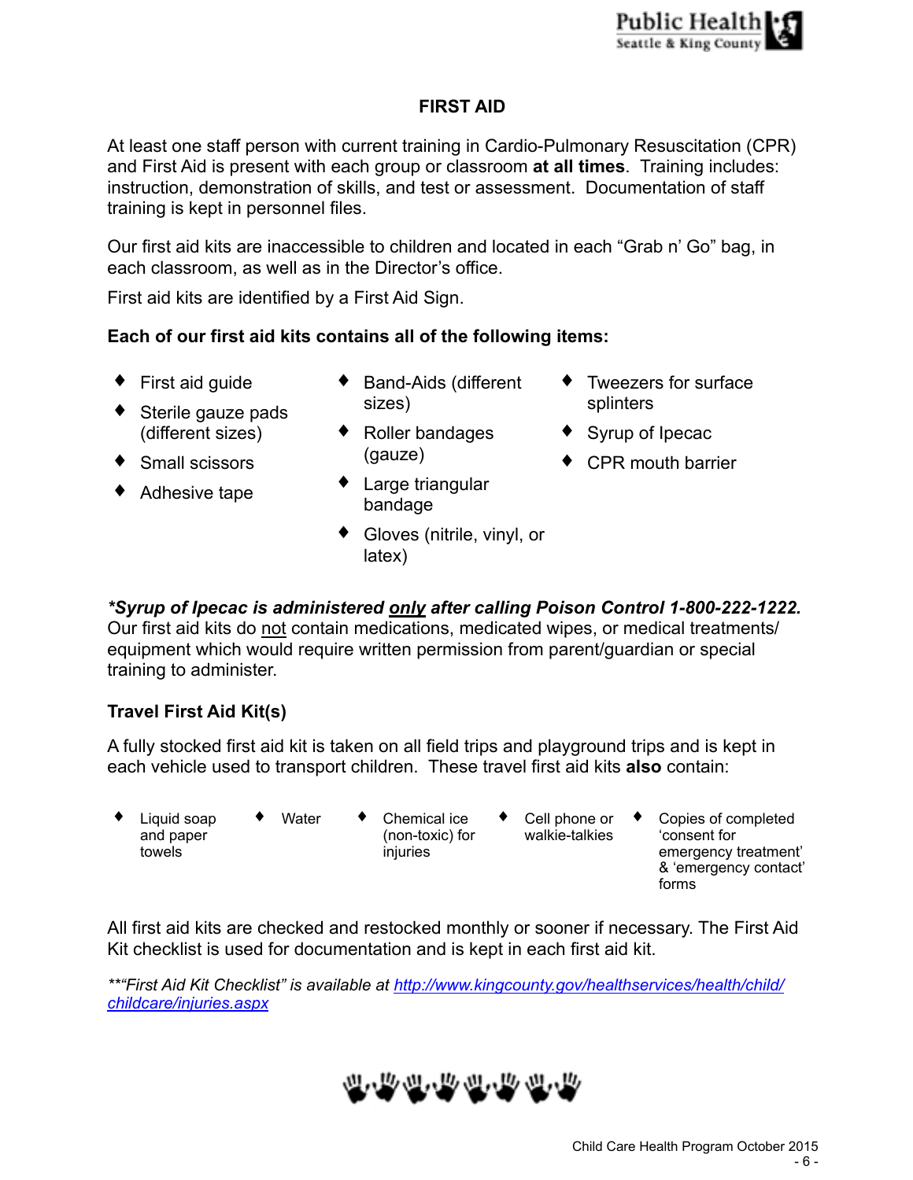# FIRST AID

At least one staff person with current training in Cardio-Pulmonary Resuscitation (CPR) and First Aid is present with each group or classroom **at all times**. Training includes: instruction, demonstration of skills, and test or assessment. Documentation of staff training is kept in personnel files.

Our first aid kits are inaccessible to children and located in each "Grab n' Go" bag, in each classroom, as well as in the Director's office.

First aid kits are identified by a First Aid Sign.

**Each of our first aid kits contains all of the following items:**

- First aid guide
- Sterile gauze pads (different sizes)
- Small scissors
- Adhesive tape
- Band-Aids (different sizes)
- Roller bandages (gauze)
- Large triangular bandage
- Gloves (nitrile, vinyl, or latex)
- Tweezers for surface splinters
- Syrup of Ipecac
- CPR mouth barrier

***Syrup of Ipecac is administered <u>only</u> after calling Poison Control 1-800-222-1222.*** Our first aid kits do <u>not</u> contain medications, medicated wipes, or medical treatments/ equipment which would require written permission from parent/guardian or special training to administer.

### Travel First Aid Kit(s)

A fully stocked first aid kit is taken on all field trips and playground trips and is kept in each vehicle used to transport children. These travel first aid kits **also** contain:

- Liquid soap and paper towels
- Water
- Chemical ice (non-toxic) for injuries
- Cell phone or walkie-talkies
- Copies of completed 'consent for emergency treatment' & 'emergency contact' forms

All first aid kits are checked and restocked monthly or sooner if necessary. The First Aid Kit checklist is used for documentation and is kept in each first aid kit.

*\*\*"First Aid Kit Checklist" is available at* [http://www.kingcounty.gov/healthservices/health/child/childcare/injuries.aspx](http://www.kingcounty.gov/healthservices/health/child/childcare/injuries.aspx)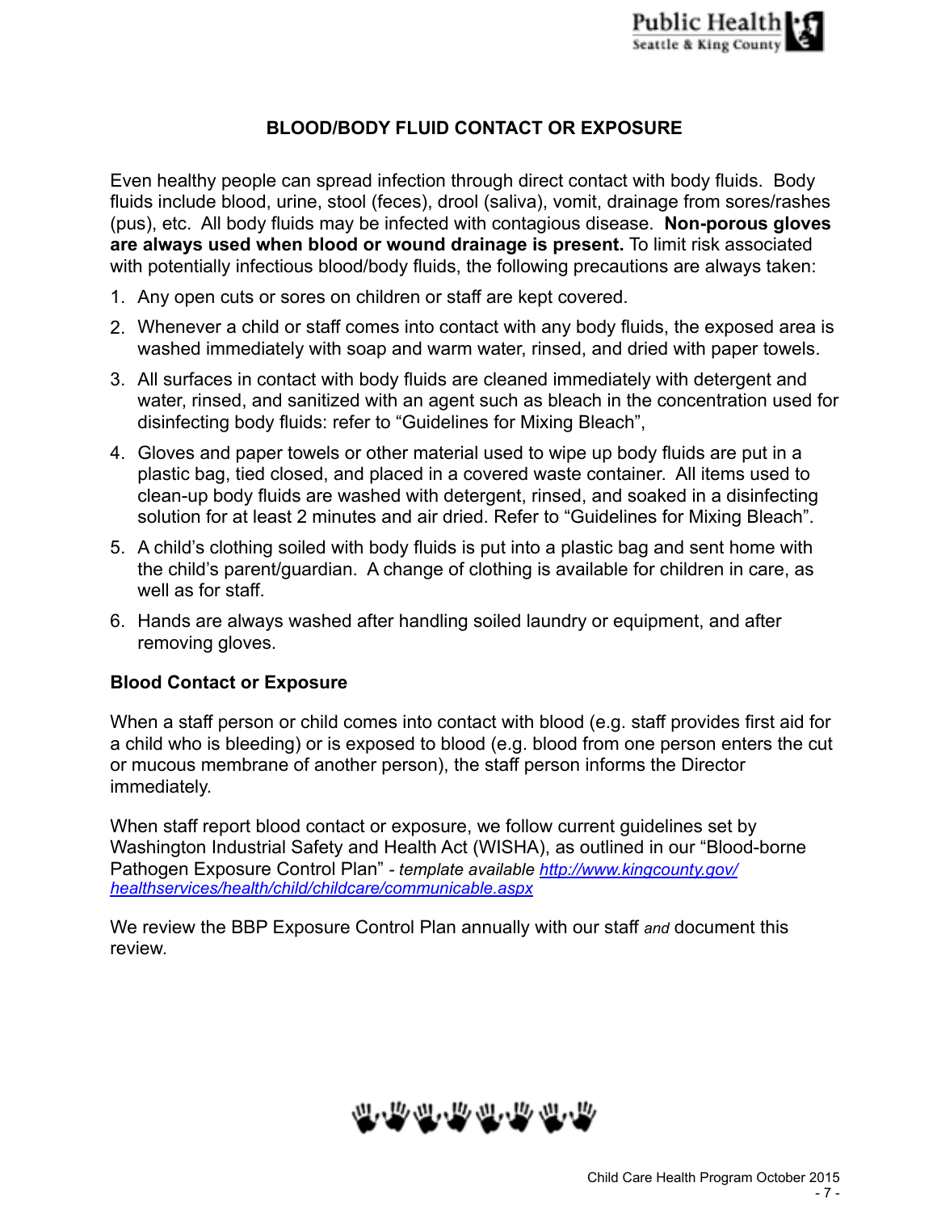# BLOOD/BODY FLUID CONTACT OR EXPOSURE

Even healthy people can spread infection through direct contact with body fluids. Body fluids include blood, urine, stool (feces), drool (saliva), vomit, drainage from sores/rashes (pus), etc. All body fluids may be infected with contagious disease. **Non-porous gloves are always used when blood or wound drainage is present.** To limit risk associated with potentially infectious blood/body fluids, the following precautions are always taken:

1. Any open cuts or sores on children or staff are kept covered.
2. Whenever a child or staff comes into contact with any body fluids, the exposed area is washed immediately with soap and warm water, rinsed, and dried with paper towels.
3. All surfaces in contact with body fluids are cleaned immediately with detergent and water, rinsed, and sanitized with an agent such as bleach in the concentration used for disinfecting body fluids: refer to "Guidelines for Mixing Bleach",
4. Gloves and paper towels or other material used to wipe up body fluids are put in a plastic bag, tied closed, and placed in a covered waste container. All items used to clean-up body fluids are washed with detergent, rinsed, and soaked in a disinfecting solution for at least 2 minutes and air dried. Refer to "Guidelines for Mixing Bleach".
5. A child's clothing soiled with body fluids is put into a plastic bag and sent home with the child's parent/guardian. A change of clothing is available for children in care, as well as for staff.
6. Hands are always washed after handling soiled laundry or equipment, and after removing gloves.

## Blood Contact or Exposure

When a staff person or child comes into contact with blood (e.g. staff provides first aid for a child who is bleeding) or is exposed to blood (e.g. blood from one person enters the cut or mucous membrane of another person), the staff person informs the Director immediately.

When staff report blood contact or exposure, we follow current guidelines set by Washington Industrial Safety and Health Act (WISHA), as outlined in our "Blood-borne Pathogen Exposure Control Plan" *- template available [http://www.kingcounty.gov/healthservices/health/child/childcare/communicable.aspx](http://www.kingcounty.gov/healthservices/health/child/childcare/communicable.aspx)*

We review the BBP Exposure Control Plan annually with our staff *and* document this review.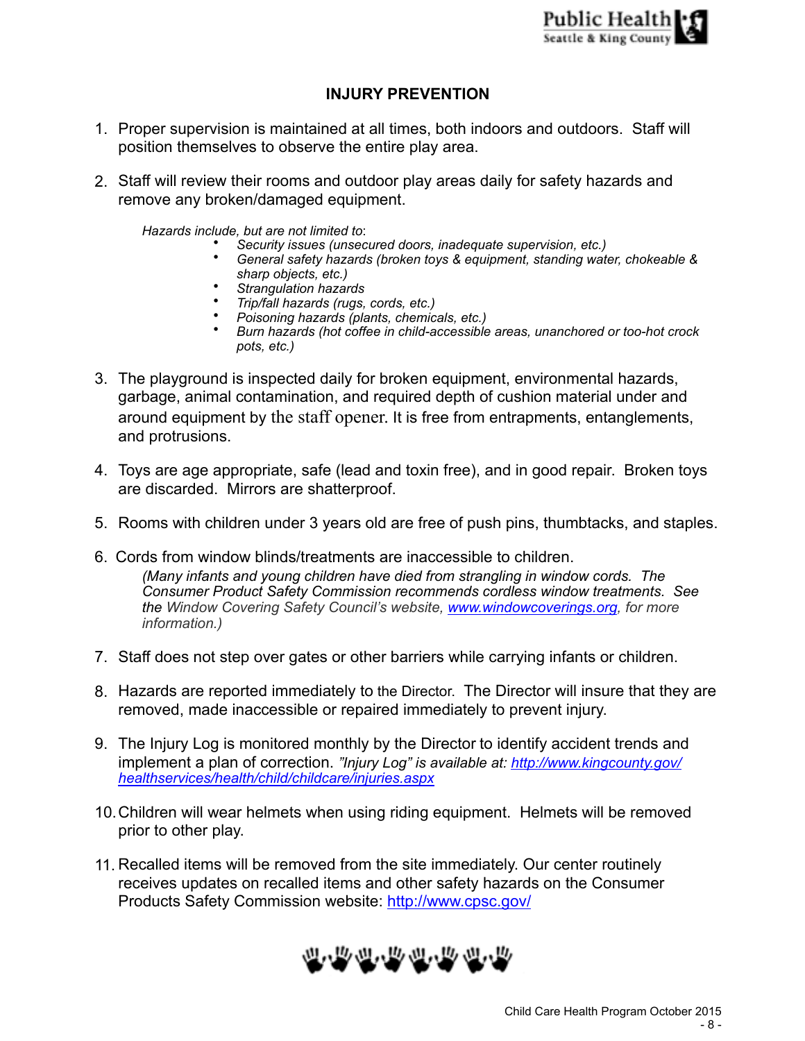## INJURY PREVENTION

1. Proper supervision is maintained at all times, both indoors and outdoors. Staff will position themselves to observe the entire play area.

2. Staff will review their rooms and outdoor play areas daily for safety hazards and remove any broken/damaged equipment.

   *Hazards include, but are not limited to*:
   - *Security issues (unsecured doors, inadequate supervision, etc.)*
   - *General safety hazards (broken toys & equipment, standing water, chokeable & sharp objects, etc.)*
   - *Strangulation hazards*
   - *Trip/fall hazards (rugs, cords, etc.)*
   - *Poisoning hazards (plants, chemicals, etc.)*
   - *Burn hazards (hot coffee in child-accessible areas, unanchored or too-hot crock pots, etc.)*

3. The playground is inspected daily for broken equipment, environmental hazards, garbage, animal contamination, and required depth of cushion material under and around equipment by the staff opener. It is free from entrapments, entanglements, and protrusions.

4. Toys are age appropriate, safe (lead and toxin free), and in good repair. Broken toys are discarded. Mirrors are shatterproof.

5. Rooms with children under 3 years old are free of push pins, thumbtacks, and staples.

6. Cords from window blinds/treatments are inaccessible to children.
   *(Many infants and young children have died from strangling in window cords. The Consumer Product Safety Commission recommends cordless window treatments. See the Window Covering Safety Council's website, [www.windowcoverings.org](http://www.windowcoverings.org), for more information.)*

7. Staff does not step over gates or other barriers while carrying infants or children.

8. Hazards are reported immediately to the Director. The Director will insure that they are removed, made inaccessible or repaired immediately to prevent injury.

9. The Injury Log is monitored monthly by the Director to identify accident trends and implement a plan of correction. *"Injury Log" is available at: [http://www.kingcounty.gov/healthservices/health/child/childcare/injuries.aspx](http://www.kingcounty.gov/healthservices/health/child/childcare/injuries.aspx)*

10. Children will wear helmets when using riding equipment. Helmets will be removed prior to other play.

11. Recalled items will be removed from the site immediately. Our center routinely receives updates on recalled items and other safety hazards on the Consumer Products Safety Commission website: [http://www.cpsc.gov/](http://www.cpsc.gov/)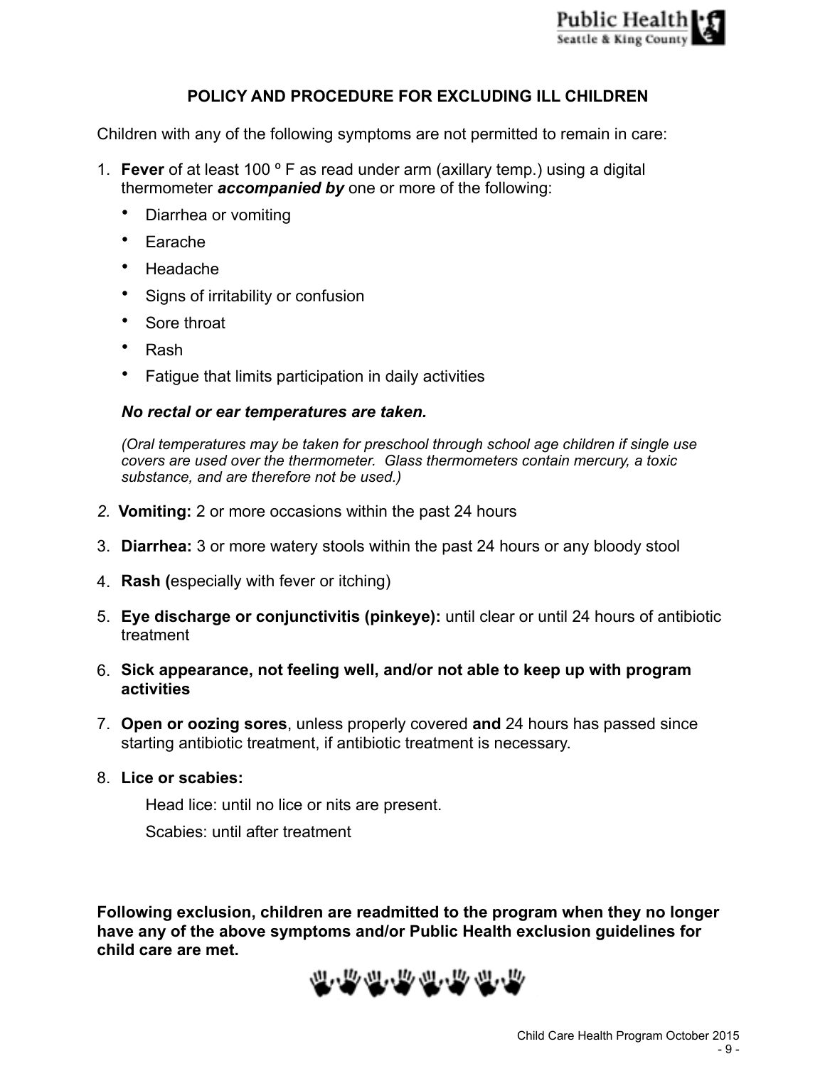## POLICY AND PROCEDURE FOR EXCLUDING ILL CHILDREN

Children with any of the following symptoms are not permitted to remain in care:

1. **Fever** of at least 100 º F as read under arm (axillary temp.) using a digital thermometer ***accompanied by*** one or more of the following:
   - Diarrhea or vomiting
   - Earache
   - Headache
   - Signs of irritability or confusion
   - Sore throat
   - Rash
   - Fatigue that limits participation in daily activities

   ***No rectal or ear temperatures are taken.***

   *(Oral temperatures may be taken for preschool through school age children if single use covers are used over the thermometer. Glass thermometers contain mercury, a toxic substance, and are therefore not be used.)*

2. **Vomiting:** 2 or more occasions within the past 24 hours
3. **Diarrhea:** 3 or more watery stools within the past 24 hours or any bloody stool
4. **Rash (**especially with fever or itching)
5. **Eye discharge or conjunctivitis (pinkeye):** until clear or until 24 hours of antibiotic treatment
6. **Sick appearance, not feeling well, and/or not able to keep up with program activities**
7. **Open or oozing sores**, unless properly covered **and** 24 hours has passed since starting antibiotic treatment, if antibiotic treatment is necessary.
8. **Lice or scabies:**

   Head lice: until no lice or nits are present.

   Scabies: until after treatment

**Following exclusion, children are readmitted to the program when they no longer have any of the above symptoms and/or Public Health exclusion guidelines for child care are met.**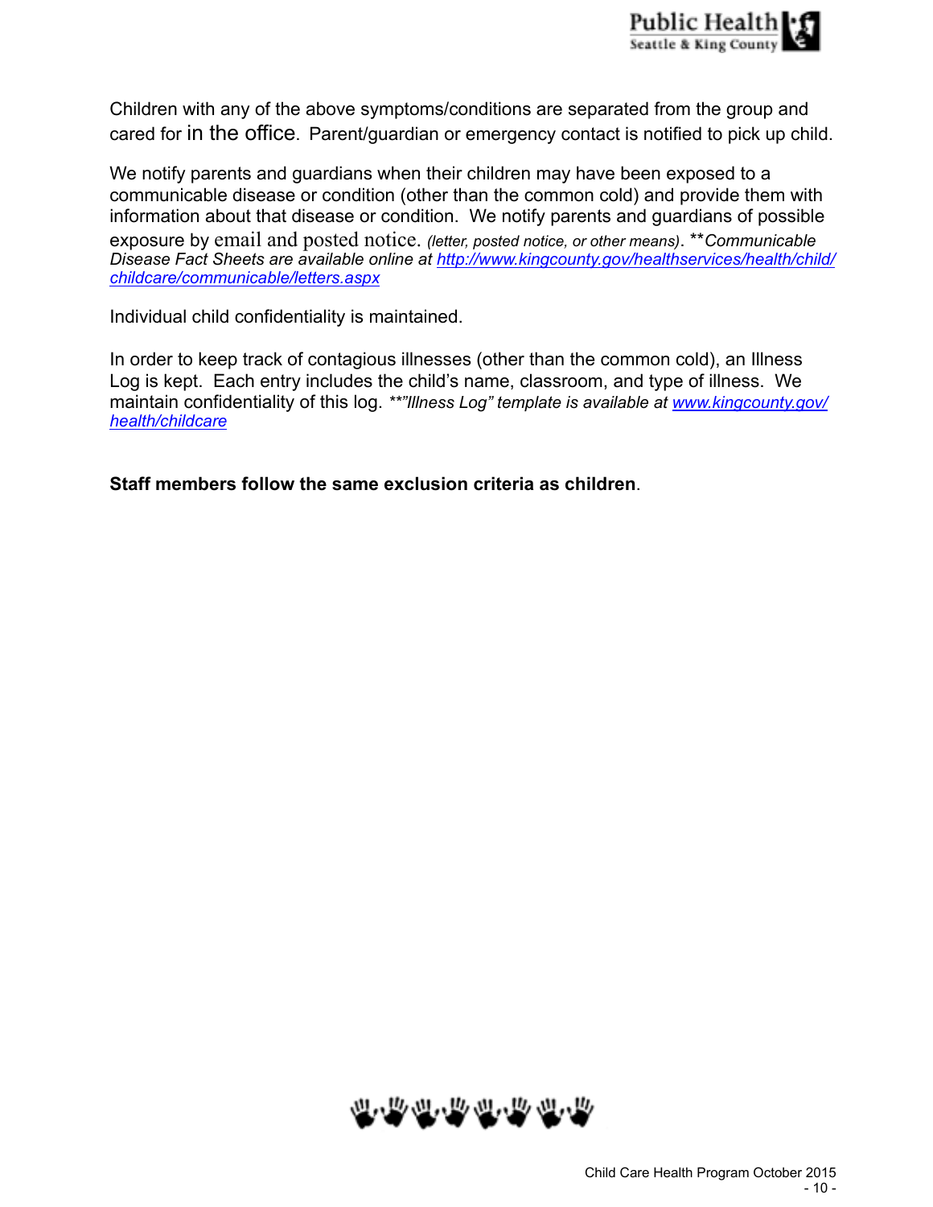Children with any of the above symptoms/conditions are separated from the group and cared for in the office. Parent/guardian or emergency contact is notified to pick up child.

We notify parents and guardians when their children may have been exposed to a communicable disease or condition (other than the common cold) and provide them with information about that disease or condition. We notify parents and guardians of possible exposure by email and posted notice. *(letter, posted notice, or other means)*. ***\*Communicable Disease Fact Sheets are available online at [http://www.kingcounty.gov/healthservices/health/child/childcare/communicable/letters.aspx](http://www.kingcounty.gov/healthservices/health/child/childcare/communicable/letters.aspx)*

Individual child confidentiality is maintained.

In order to keep track of contagious illnesses (other than the common cold), an Illness Log is kept. Each entry includes the child's name, classroom, and type of illness. We maintain confidentiality of this log. ***\*"Illness Log" template is available at [www.kingcounty.gov/health/childcare](http://www.kingcounty.gov/health/childcare)*

**Staff members follow the same exclusion criteria as children**.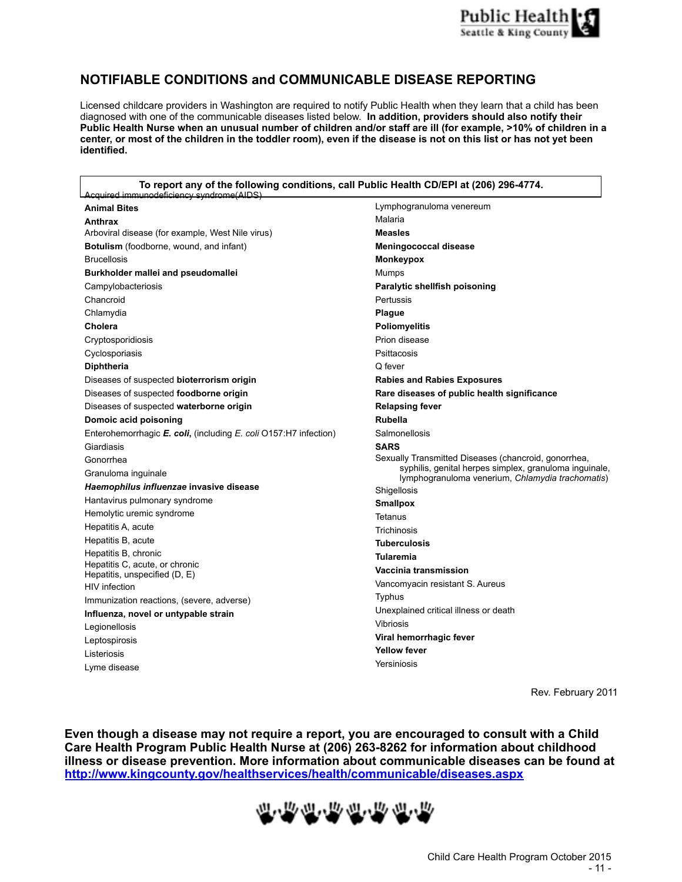## NOTIFIABLE CONDITIONS and COMMUNICABLE DISEASE REPORTING

Licensed childcare providers in Washington are required to notify Public Health when they learn that a child has been diagnosed with one of the communicable diseases listed below. **In addition, providers should also notify their Public Health Nurse when an unusual number of children and/or staff are ill (for example, >10% of children in a center, or most of the children in the toddler room), even if the disease is not on this list or has not yet been identified.**

**To report any of the following conditions, call Public Health CD/EPI at (206) 296-4774.**

~~Acquired immunodeficiency syndrome(AIDS)~~
- **Animal Bites**
- **Anthrax**
- Arboviral disease (for example, West Nile virus)
- **Botulism** (foodborne, wound, and infant)
- Brucellosis
- **Burkholder mallei and pseudomallei**
- Campylobacteriosis
- Chancroid
- Chlamydia
- **Cholera**
- Cryptosporidiosis
- Cyclosporiasis
- **Diphtheria**
- Diseases of suspected **bioterrorism origin**
- Diseases of suspected **foodborne origin**
- Diseases of suspected **waterborne origin**
- **Domoic acid poisoning**
- Enterohemorrhagic ***E. coli***, (including *E. coli* O157:H7 infection)
- Giardiasis
- Gonorrhea
- Granuloma inguinale
- ***Haemophilus influenzae*** **invasive disease**
- Hantavirus pulmonary syndrome
- Hemolytic uremic syndrome
- Hepatitis A, acute
- Hepatitis B, acute
- Hepatitis B, chronic
- Hepatitis C, acute, or chronic
- Hepatitis, unspecified (D, E)
- HIV infection
- Immunization reactions, (severe, adverse)
- **Influenza, novel or untypable strain**
- Legionellosis
- Leptospirosis
- Listeriosis
- Lyme disease
- Lymphogranuloma venereum
- Malaria
- **Measles**
- **Meningococcal disease**
- **Monkeypox**
- Mumps
- **Paralytic shellfish poisoning**
- Pertussis
- **Plague**
- **Poliomyelitis**
- Prion disease
- Psittacosis
- Q fever
- **Rabies and Rabies Exposures**
- **Rare diseases of public health significance**
- **Relapsing fever**
- **Rubella**
- Salmonellosis
- **SARS**
- Sexually Transmitted Diseases (chancroid, gonorrhea, syphilis, genital herpes simplex, granuloma inguinale, lymphogranuloma venerium, *Chlamydia trachomatis*)
- Shigellosis
- **Smallpox**
- Tetanus
- Trichinosis
- **Tuberculosis**
- **Tularemia**
- **Vaccinia transmission**
- Vancomyacin resistant S. Aureus
- Typhus
- Unexplained critical illness or death
- Vibriosis
- **Viral hemorrhagic fever**
- **Yellow fever**
- Yersiniosis

Rev. February 2011

**Even though a disease may not require a report, you are encouraged to consult with a Child Care Health Program Public Health Nurse at (206) 263-8262 for information about childhood illness or disease prevention. More information about communicable diseases can be found at [http://www.kingcounty.gov/healthservices/health/communicable/diseases.aspx](http://www.kingcounty.gov/healthservices/health/communicable/diseases.aspx)**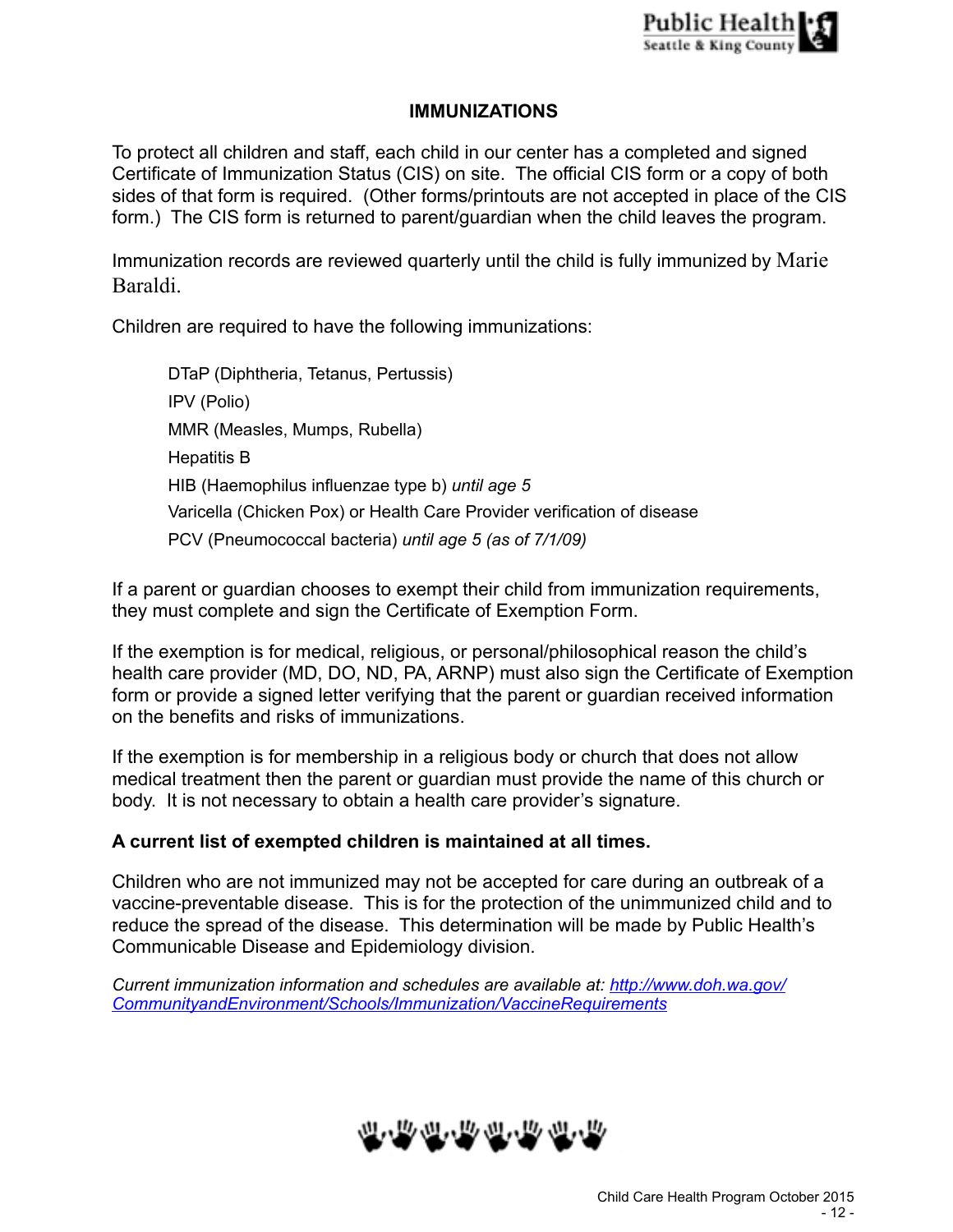## IMMUNIZATIONS

To protect all children and staff, each child in our center has a completed and signed Certificate of Immunization Status (CIS) on site. The official CIS form or a copy of both sides of that form is required. (Other forms/printouts are not accepted in place of the CIS form.) The CIS form is returned to parent/guardian when the child leaves the program.

Immunization records are reviewed quarterly until the child is fully immunized by Marie Baraldi.

Children are required to have the following immunizations:

- DTaP (Diphtheria, Tetanus, Pertussis)
- IPV (Polio)
- MMR (Measles, Mumps, Rubella)
- Hepatitis B
- HIB (Haemophilus influenzae type b) *until age 5*
- Varicella (Chicken Pox) or Health Care Provider verification of disease
- PCV (Pneumococcal bacteria) *until age 5 (as of 7/1/09)*

If a parent or guardian chooses to exempt their child from immunization requirements, they must complete and sign the Certificate of Exemption Form.

If the exemption is for medical, religious, or personal/philosophical reason the child's health care provider (MD, DO, ND, PA, ARNP) must also sign the Certificate of Exemption form or provide a signed letter verifying that the parent or guardian received information on the benefits and risks of immunizations.

If the exemption is for membership in a religious body or church that does not allow medical treatment then the parent or guardian must provide the name of this church or body. It is not necessary to obtain a health care provider's signature.

**A current list of exempted children is maintained at all times.**

Children who are not immunized may not be accepted for care during an outbreak of a vaccine-preventable disease. This is for the protection of the unimmunized child and to reduce the spread of the disease. This determination will be made by Public Health's Communicable Disease and Epidemiology division.

*Current immunization information and schedules are available at: [http://www.doh.wa.gov/CommunityandEnvironment/Schools/Immunization/VaccineRequirements](http://www.doh.wa.gov/CommunityandEnvironment/Schools/Immunization/VaccineRequirements)*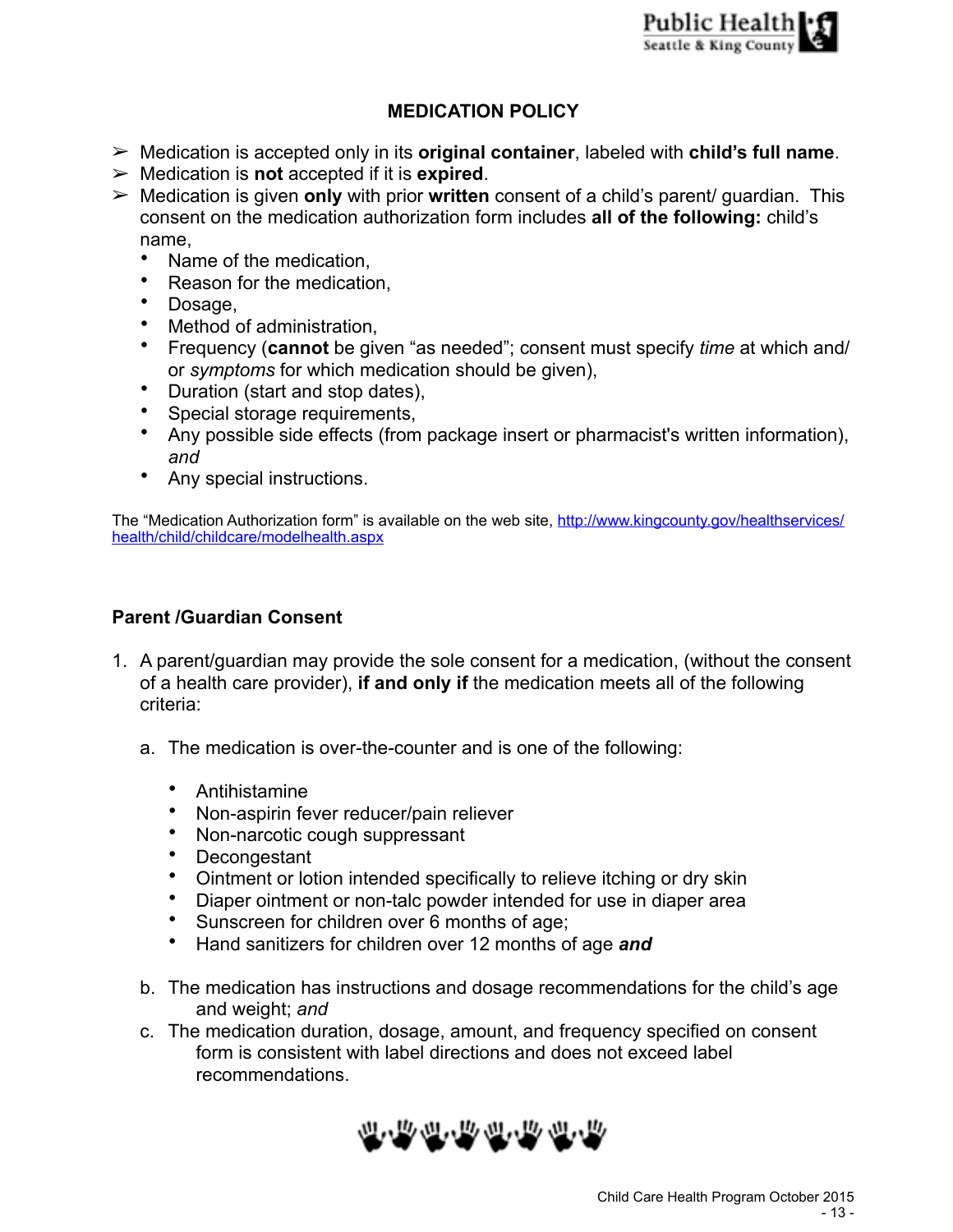## MEDICATION POLICY

- Medication is accepted only in its **original container**, labeled with **child's full name**.
- Medication is **not** accepted if it is **expired**.
- Medication is given **only** with prior **written** consent of a child's parent/ guardian. This consent on the medication authorization form includes **all of the following:** child's name,
  - Name of the medication,
  - Reason for the medication,
  - Dosage,
  - Method of administration,
  - Frequency (**cannot** be given "as needed"; consent must specify *time* at which and/ or *symptoms* for which medication should be given),
  - Duration (start and stop dates),
  - Special storage requirements,
  - Any possible side effects (from package insert or pharmacist's written information), *and*
  - Any special instructions.

The "Medication Authorization form" is available on the web site, [http://www.kingcounty.gov/healthservices/health/child/childcare/modelhealth.aspx](http://www.kingcounty.gov/healthservices/health/child/childcare/modelhealth.aspx)

### Parent /Guardian Consent

1. A parent/guardian may provide the sole consent for a medication, (without the consent of a health care provider), **if and only if** the medication meets all of the following criteria:

   a. The medication is over-the-counter and is one of the following:

      - Antihistamine
      - Non-aspirin fever reducer/pain reliever
      - Non-narcotic cough suppressant
      - Decongestant
      - Ointment or lotion intended specifically to relieve itching or dry skin
      - Diaper ointment or non-talc powder intended for use in diaper area
      - Sunscreen for children over 6 months of age;
      - Hand sanitizers for children over 12 months of age ***and***

   b. The medication has instructions and dosage recommendations for the child's age and weight; *and*

   c. The medication duration, dosage, amount, and frequency specified on consent form is consistent with label directions and does not exceed label recommendations.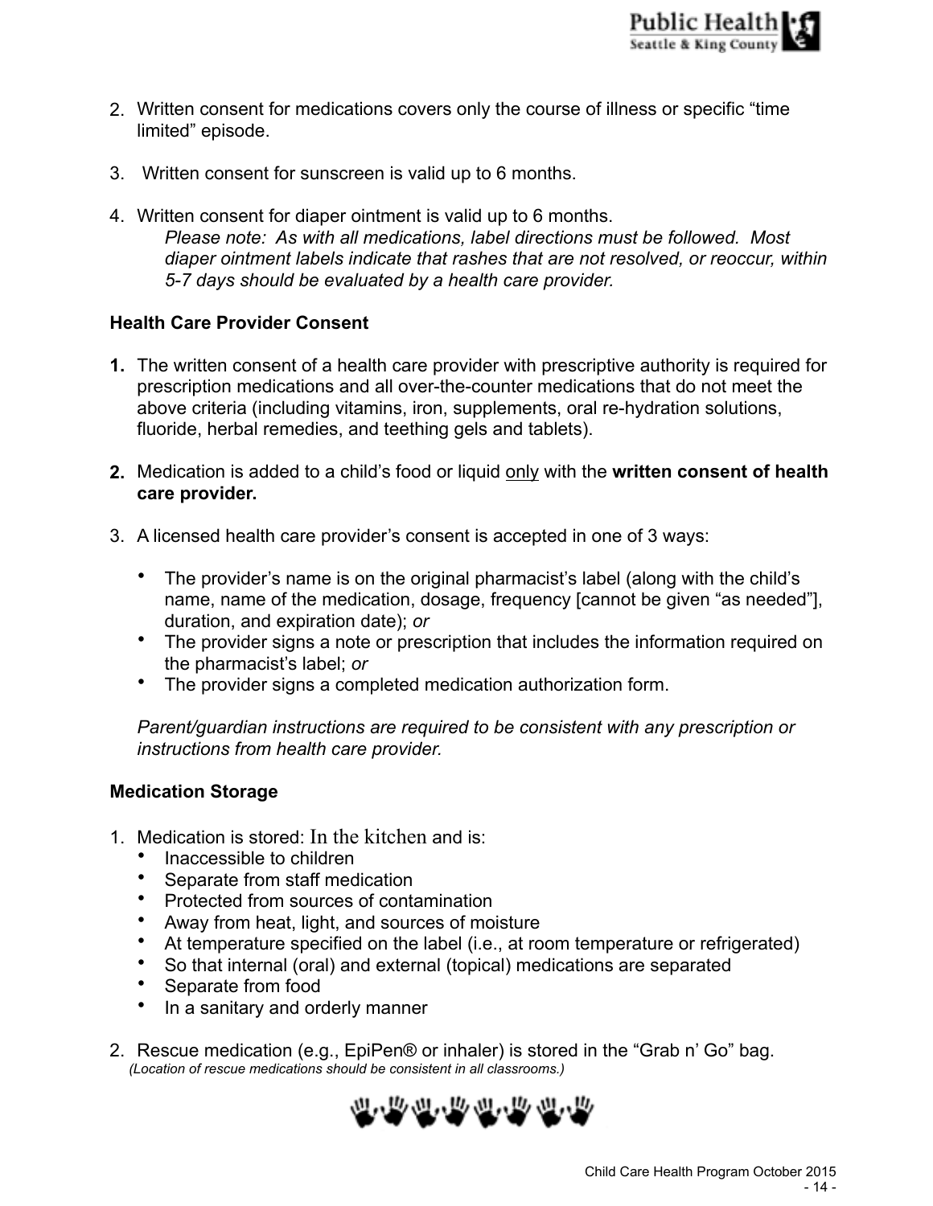2. Written consent for medications covers only the course of illness or specific "time limited" episode.

3. Written consent for sunscreen is valid up to 6 months.

4. Written consent for diaper ointment is valid up to 6 months.
   *Please note: As with all medications, label directions must be followed. Most diaper ointment labels indicate that rashes that are not resolved, or reoccur, within 5-7 days should be evaluated by a health care provider.*

**Health Care Provider Consent**

1. The written consent of a health care provider with prescriptive authority is required for prescription medications and all over-the-counter medications that do not meet the above criteria (including vitamins, iron, supplements, oral re-hydration solutions, fluoride, herbal remedies, and teething gels and tablets).

2. Medication is added to a child's food or liquid <u>only</u> with the **written consent of health care provider.**

3. A licensed health care provider's consent is accepted in one of 3 ways:

   - The provider's name is on the original pharmacist's label (along with the child's name, name of the medication, dosage, frequency [cannot be given "as needed"], duration, and expiration date); *or*
   - The provider signs a note or prescription that includes the information required on the pharmacist's label; *or*
   - The provider signs a completed medication authorization form.

   *Parent/guardian instructions are required to be consistent with any prescription or instructions from health care provider.*

**Medication Storage**

1. Medication is stored: In the kitchen and is:
   - Inaccessible to children
   - Separate from staff medication
   - Protected from sources of contamination
   - Away from heat, light, and sources of moisture
   - At temperature specified on the label (i.e., at room temperature or refrigerated)
   - So that internal (oral) and external (topical) medications are separated
   - Separate from food
   - In a sanitary and orderly manner

2. Rescue medication (e.g., EpiPen® or inhaler) is stored in the "Grab n' Go" bag.
   *(Location of rescue medications should be consistent in all classrooms.)*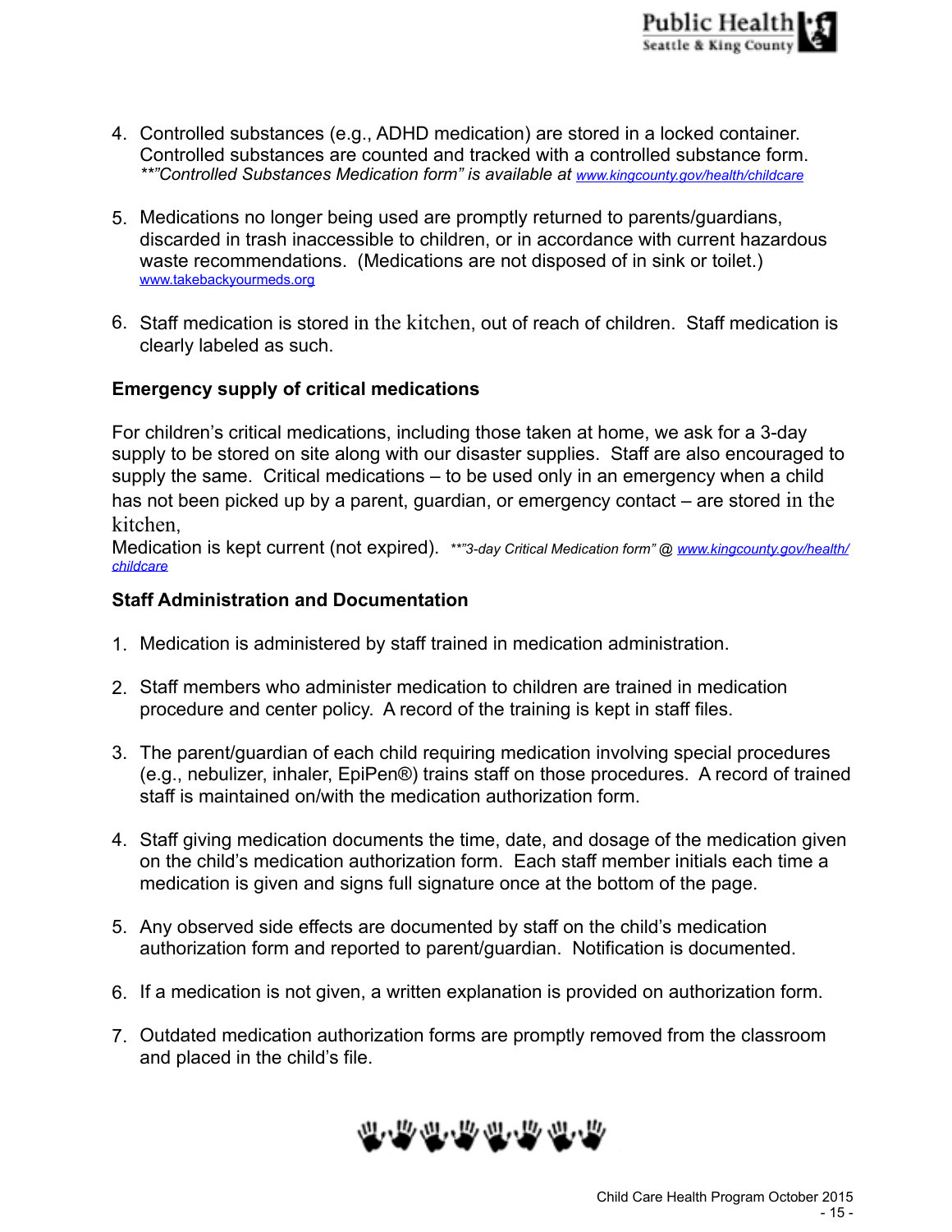4. Controlled substances (e.g., ADHD medication) are stored in a locked container. Controlled substances are counted and tracked with a controlled substance form. *\*\*"Controlled Substances Medication form" is available at* *www.kingcounty.gov/health/childcare*

5. Medications no longer being used are promptly returned to parents/guardians, discarded in trash inaccessible to children, or in accordance with current hazardous waste recommendations. (Medications are not disposed of in sink or toilet.) www.takebackyourmeds.org

6. Staff medication is stored in the kitchen, out of reach of children. Staff medication is clearly labeled as such.

**Emergency supply of critical medications**

For children's critical medications, including those taken at home, we ask for a 3-day supply to be stored on site along with our disaster supplies. Staff are also encouraged to supply the same. Critical medications – to be used only in an emergency when a child has not been picked up by a parent, guardian, or emergency contact – are stored in the kitchen,
Medication is kept current (not expired). *\*\*"3-day Critical Medication form" @ www.kingcounty.gov/health/childcare*

**Staff Administration and Documentation**

1. Medication is administered by staff trained in medication administration.

2. Staff members who administer medication to children are trained in medication procedure and center policy. A record of the training is kept in staff files.

3. The parent/guardian of each child requiring medication involving special procedures (e.g., nebulizer, inhaler, EpiPen®) trains staff on those procedures. A record of trained staff is maintained on/with the medication authorization form.

4. Staff giving medication documents the time, date, and dosage of the medication given on the child's medication authorization form. Each staff member initials each time a medication is given and signs full signature once at the bottom of the page.

5. Any observed side effects are documented by staff on the child's medication authorization form and reported to parent/guardian. Notification is documented.

6. If a medication is not given, a written explanation is provided on authorization form.

7. Outdated medication authorization forms are promptly removed from the classroom and placed in the child's file.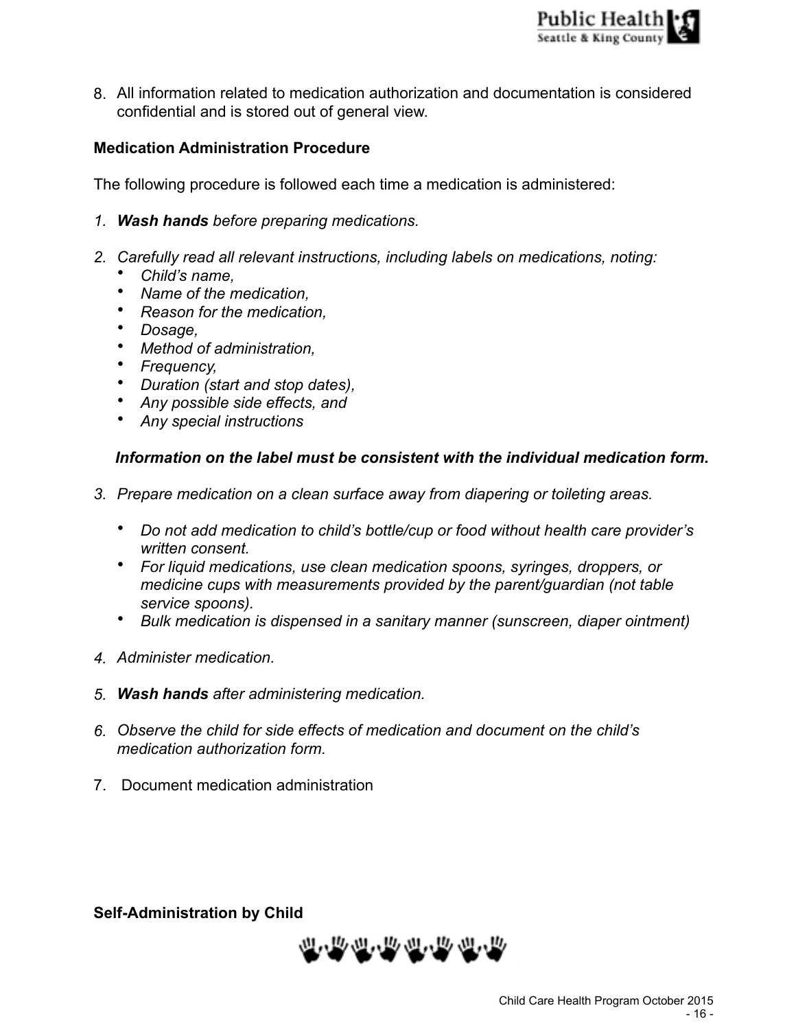8. All information related to medication authorization and documentation is considered confidential and is stored out of general view.

**Medication Administration Procedure**

The following procedure is followed each time a medication is administered:

1. ***Wash hands*** *before preparing medications.*

2. *Carefully read all relevant instructions, including labels on medications, noting:*
   - *Child's name,*
   - *Name of the medication,*
   - *Reason for the medication,*
   - *Dosage,*
   - *Method of administration,*
   - *Frequency,*
   - *Duration (start and stop dates),*
   - *Any possible side effects, and*
   - *Any special instructions*

   ***Information on the label must be consistent with the individual medication form.***

3. *Prepare medication on a clean surface away from diapering or toileting areas.*

   - *Do not add medication to child's bottle/cup or food without health care provider's written consent.*
   - *For liquid medications, use clean medication spoons, syringes, droppers, or medicine cups with measurements provided by the parent/guardian (not table service spoons).*
   - *Bulk medication is dispensed in a sanitary manner (sunscreen, diaper ointment)*

4. *Administer medication.*

5. ***Wash hands*** *after administering medication.*

6. *Observe the child for side effects of medication and document on the child's medication authorization form.*

7. Document medication administration

**Self-Administration by Child**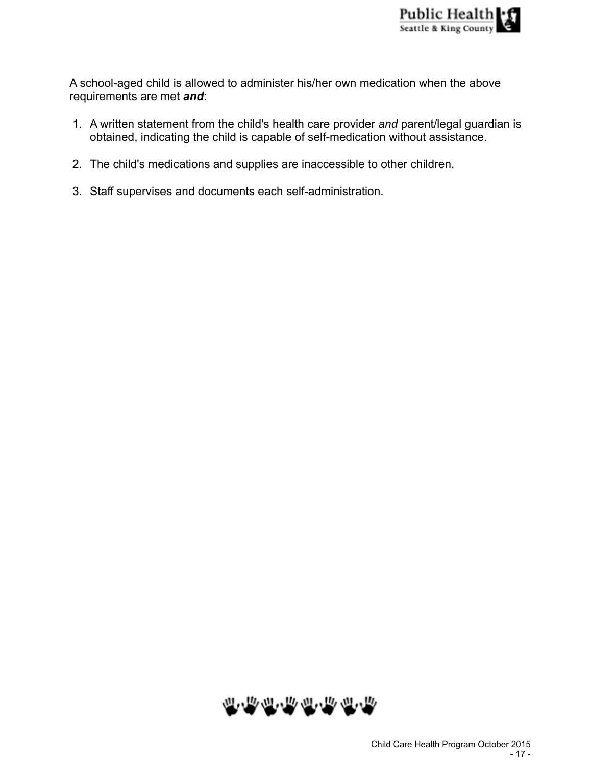A school-aged child is allowed to administer his/her own medication when the above requirements are met ***and***:

1. A written statement from the child's health care provider *and* parent/legal guardian is obtained, indicating the child is capable of self-medication without assistance.

2. The child's medications and supplies are inaccessible to other children.

3. Staff supervises and documents each self-administration.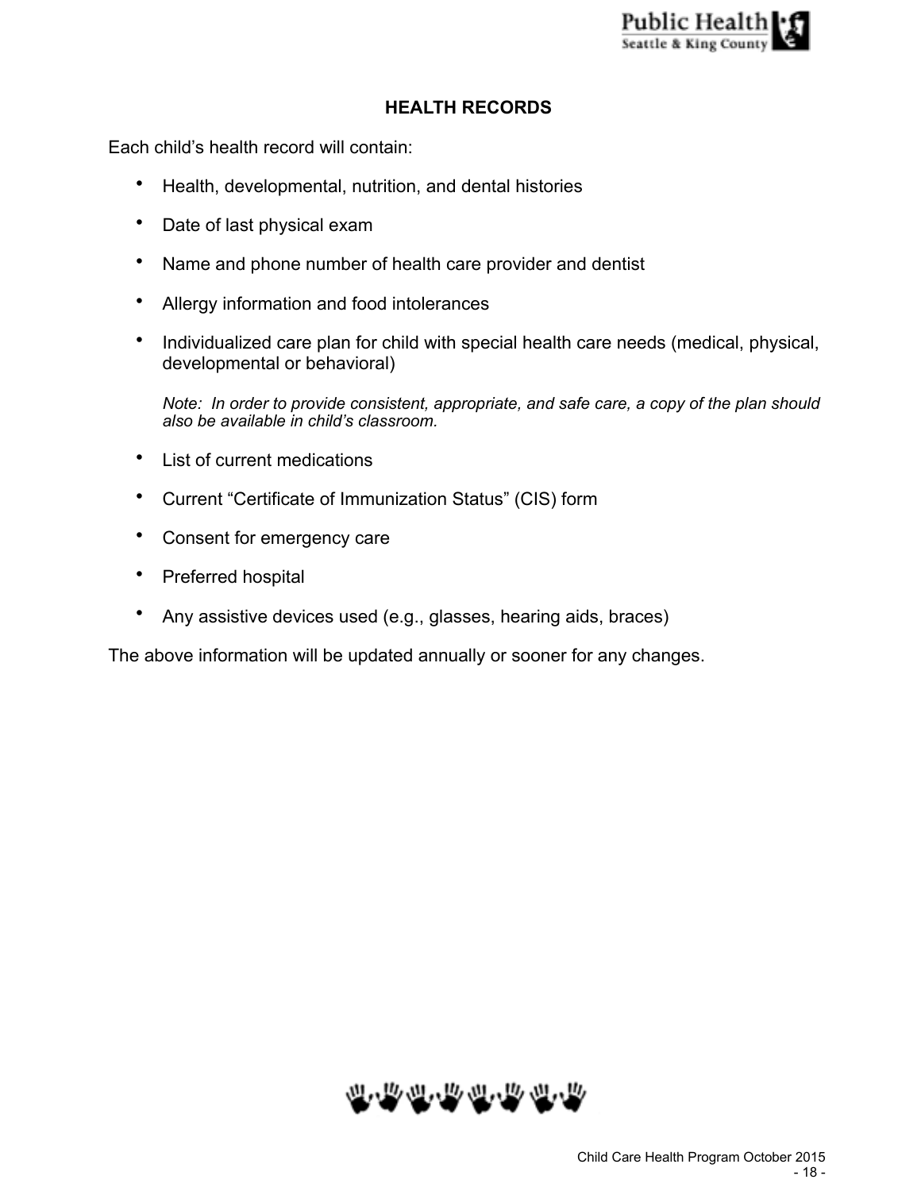# HEALTH RECORDS

Each child's health record will contain:

- Health, developmental, nutrition, and dental histories
- Date of last physical exam
- Name and phone number of health care provider and dentist
- Allergy information and food intolerances
- Individualized care plan for child with special health care needs (medical, physical, developmental or behavioral)

  *Note: In order to provide consistent, appropriate, and safe care, a copy of the plan should also be available in child's classroom.*

- List of current medications
- Current "Certificate of Immunization Status" (CIS) form
- Consent for emergency care
- Preferred hospital
- Any assistive devices used (e.g., glasses, hearing aids, braces)

The above information will be updated annually or sooner for any changes.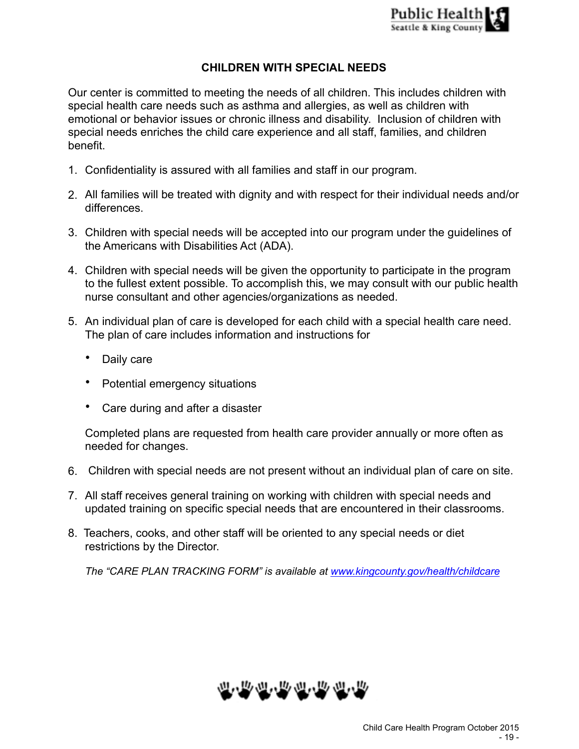## CHILDREN WITH SPECIAL NEEDS

Our center is committed to meeting the needs of all children. This includes children with special health care needs such as asthma and allergies, as well as children with emotional or behavior issues or chronic illness and disability. Inclusion of children with special needs enriches the child care experience and all staff, families, and children benefit.

1. Confidentiality is assured with all families and staff in our program.
2. All families will be treated with dignity and with respect for their individual needs and/or differences.
3. Children with special needs will be accepted into our program under the guidelines of the Americans with Disabilities Act (ADA).
4. Children with special needs will be given the opportunity to participate in the program to the fullest extent possible. To accomplish this, we may consult with our public health nurse consultant and other agencies/organizations as needed.
5. An individual plan of care is developed for each child with a special health care need. The plan of care includes information and instructions for
   - Daily care
   - Potential emergency situations
   - Care during and after a disaster

   Completed plans are requested from health care provider annually or more often as needed for changes.
6. Children with special needs are not present without an individual plan of care on site.
7. All staff receives general training on working with children with special needs and updated training on specific special needs that are encountered in their classrooms.
8. Teachers, cooks, and other staff will be oriented to any special needs or diet restrictions by the Director.

*The "CARE PLAN TRACKING FORM" is available at [www.kingcounty.gov/health/childcare](http://www.kingcounty.gov/health/childcare)*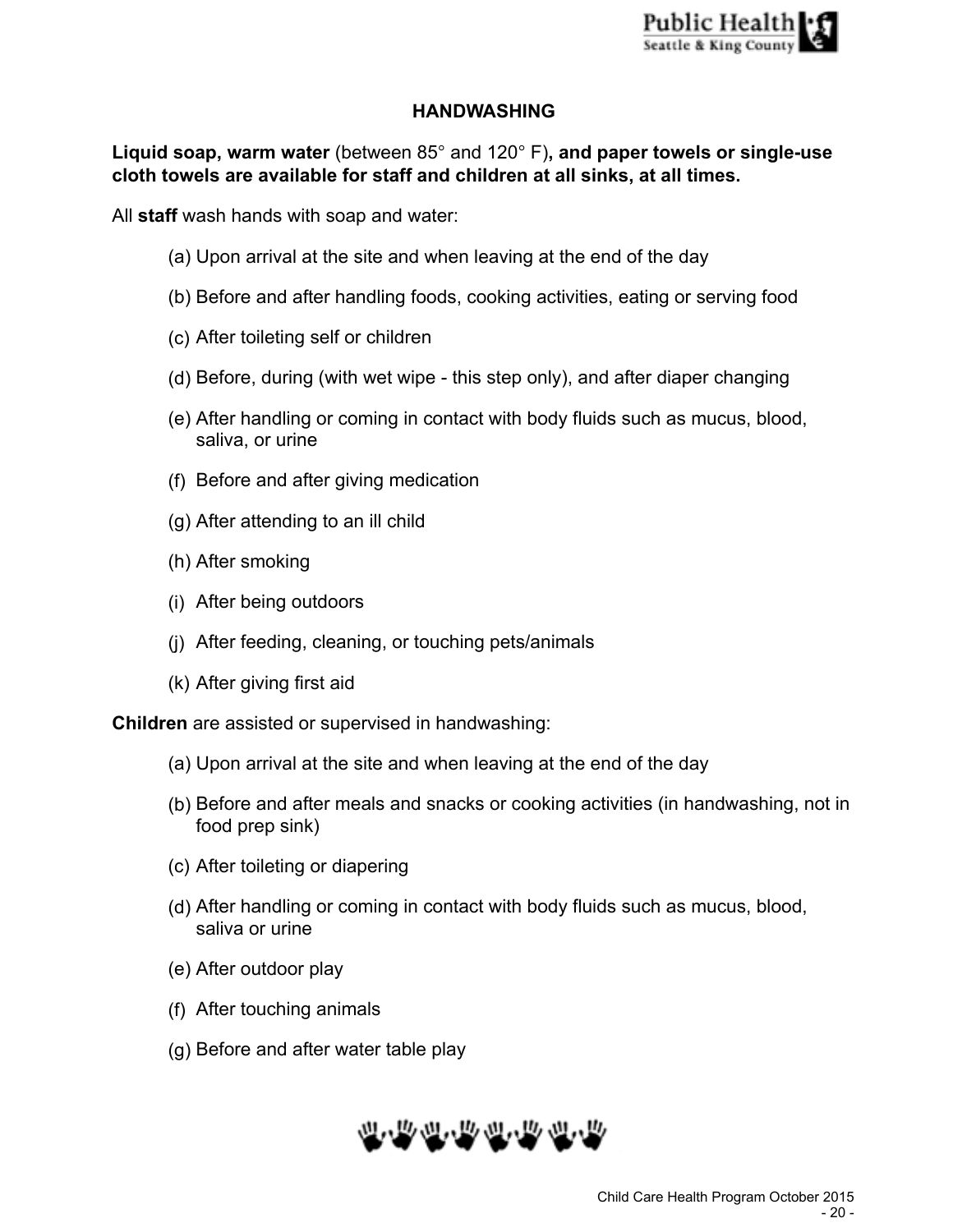## HANDWASHING

**Liquid soap, warm water** (between 85° and 120° F)**, and paper towels or single-use cloth towels are available for staff and children at all sinks, at all times.**

All **staff** wash hands with soap and water:

(a) Upon arrival at the site and when leaving at the end of the day

(b) Before and after handling foods, cooking activities, eating or serving food

(c) After toileting self or children

(d) Before, during (with wet wipe - this step only), and after diaper changing

(e) After handling or coming in contact with body fluids such as mucus, blood, saliva, or urine

(f) Before and after giving medication

(g) After attending to an ill child

(h) After smoking

(i) After being outdoors

(j) After feeding, cleaning, or touching pets/animals

(k) After giving first aid

**Children** are assisted or supervised in handwashing:

(a) Upon arrival at the site and when leaving at the end of the day

(b) Before and after meals and snacks or cooking activities (in handwashing, not in food prep sink)

(c) After toileting or diapering

(d) After handling or coming in contact with body fluids such as mucus, blood, saliva or urine

(e) After outdoor play

(f) After touching animals

(g) Before and after water table play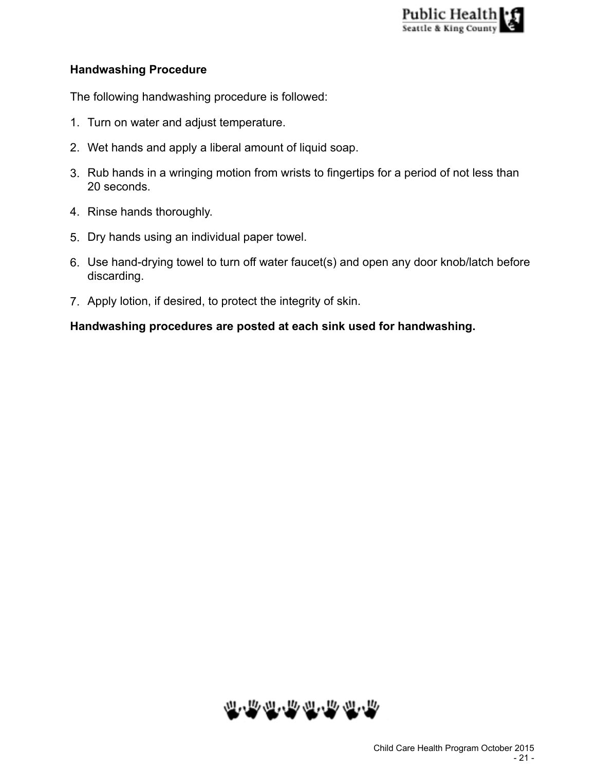### Handwashing Procedure

The following handwashing procedure is followed:

1. Turn on water and adjust temperature.
2. Wet hands and apply a liberal amount of liquid soap.
3. Rub hands in a wringing motion from wrists to fingertips for a period of not less than 20 seconds.
4. Rinse hands thoroughly.
5. Dry hands using an individual paper towel.
6. Use hand-drying towel to turn off water faucet(s) and open any door knob/latch before discarding.
7. Apply lotion, if desired, to protect the integrity of skin.

**Handwashing procedures are posted at each sink used for handwashing.**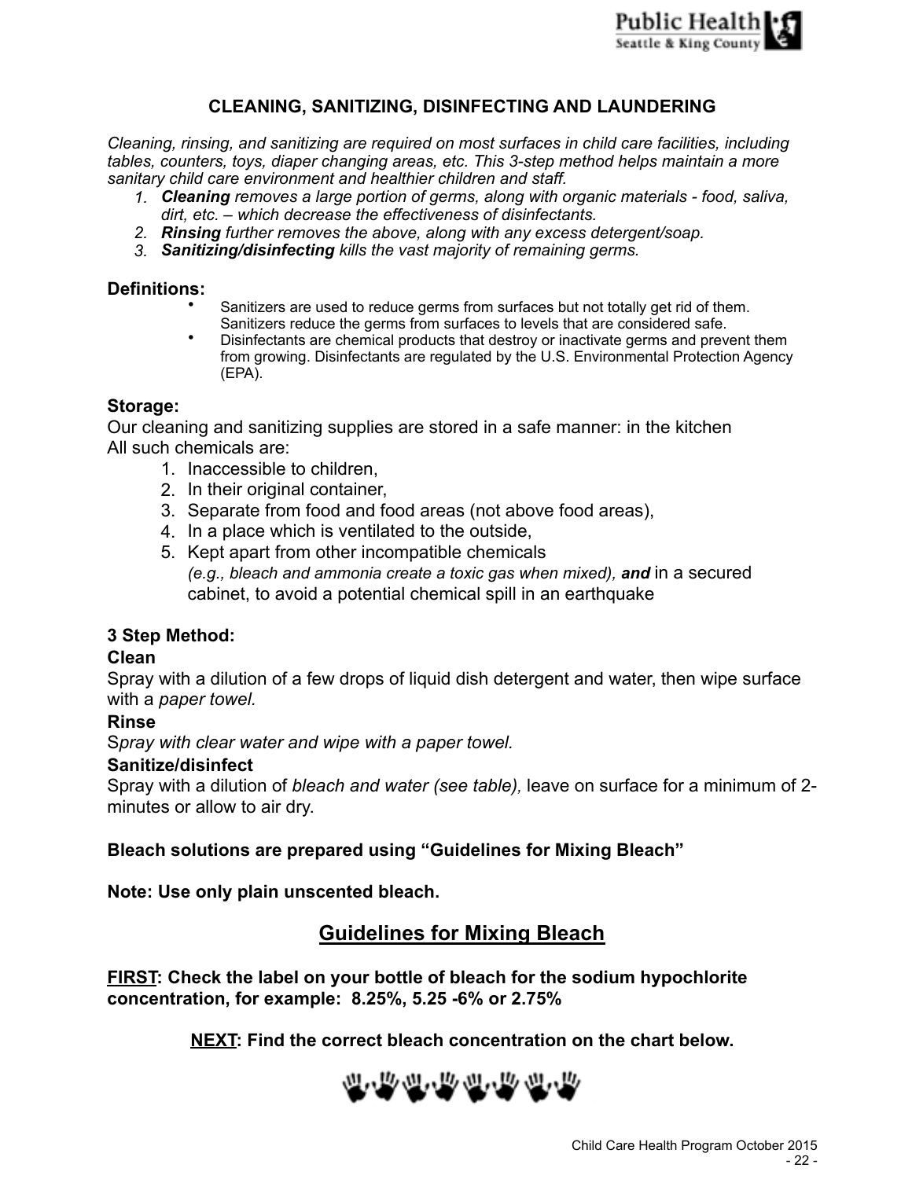## CLEANING, SANITIZING, DISINFECTING AND LAUNDERING

*Cleaning, rinsing, and sanitizing are required on most surfaces in child care facilities, including tables, counters, toys, diaper changing areas, etc. This 3-step method helps maintain a more sanitary child care environment and healthier children and staff.*

1. ***Cleaning** removes a large portion of germs, along with organic materials - food, saliva, dirt, etc. – which decrease the effectiveness of disinfectants.*
2. ***Rinsing** further removes the above, along with any excess detergent/soap.*
3. ***Sanitizing/disinfecting** kills the vast majority of remaining germs.*

### Definitions:

- Sanitizers are used to reduce germs from surfaces but not totally get rid of them. Sanitizers reduce the germs from surfaces to levels that are considered safe.
- Disinfectants are chemical products that destroy or inactivate germs and prevent them from growing. Disinfectants are regulated by the U.S. Environmental Protection Agency (EPA).

### Storage:

Our cleaning and sanitizing supplies are stored in a safe manner: in the kitchen
All such chemicals are:

1. Inaccessible to children,
2. In their original container,
3. Separate from food and food areas (not above food areas),
4. In a place which is ventilated to the outside,
5. Kept apart from other incompatible chemicals *(e.g., bleach and ammonia create a toxic gas when mixed), **and*** in a secured cabinet, to avoid a potential chemical spill in an earthquake

### 3 Step Method:

**Clean**
Spray with a dilution of a few drops of liquid dish detergent and water, then wipe surface with a *paper towel.*

**Rinse**
S*pray with clear water and wipe with a paper towel.*

**Sanitize/disinfect**
Spray with a dilution of *bleach and water (see table),* leave on surface for a minimum of 2-minutes or allow to air dry.

**Bleach solutions are prepared using "Guidelines for Mixing Bleach"**

**Note: Use only plain unscented bleach.**

## Guidelines for Mixing Bleach

**FIRST: Check the label on your bottle of bleach for the sodium hypochlorite concentration, for example: 8.25%, 5.25 -6% or 2.75%**

**NEXT: Find the correct bleach concentration on the chart below.**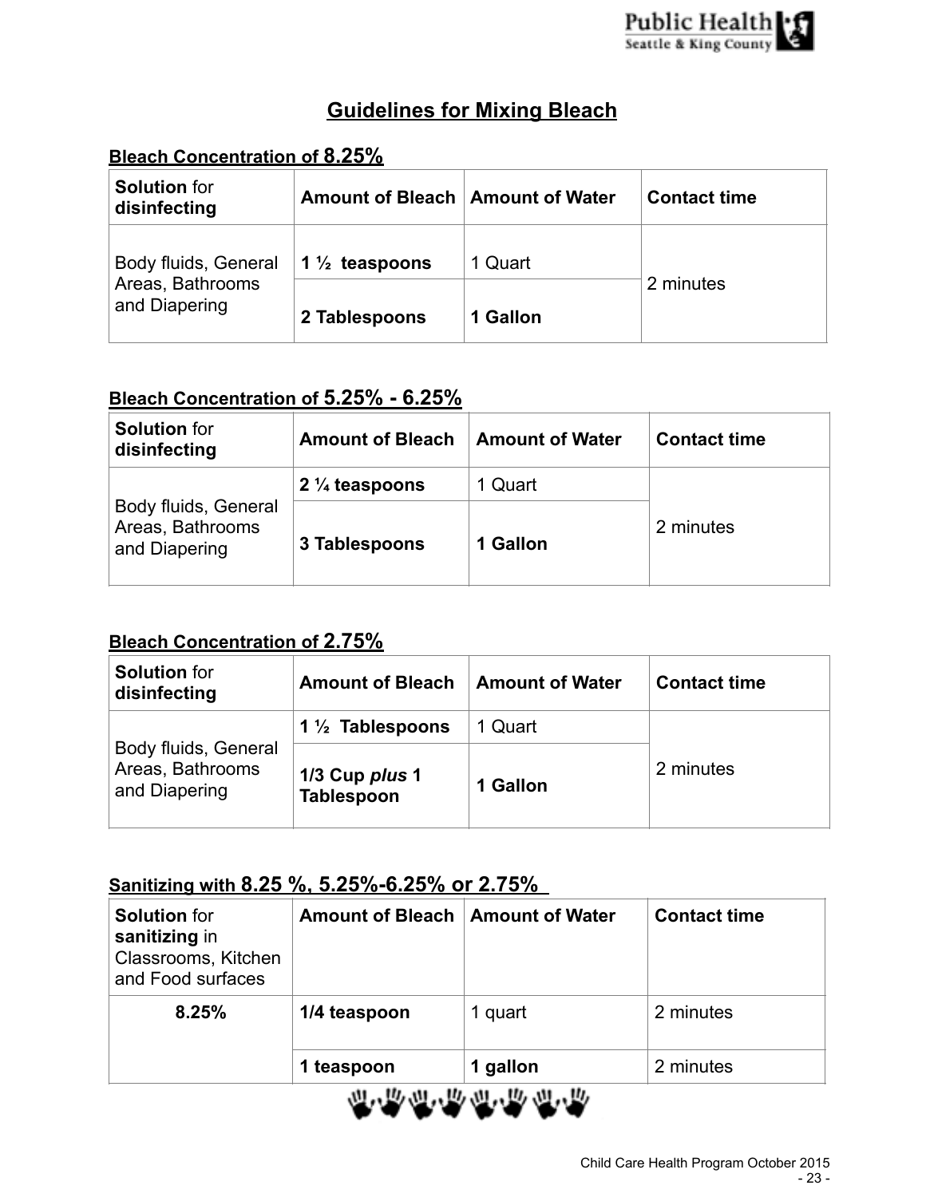# Guidelines for Mixing Bleach

## Bleach Concentration of 8.25%

| **Solution** for **disinfecting** | **Amount of Bleach** | **Amount of Water** | **Contact time** |
|---|---|---|---|
| Body fluids, General Areas, Bathrooms and Diapering | **1 ½ teaspoons** | 1 Quart | 2 minutes |
| | **2 Tablespoons** | **1 Gallon** | |

## Bleach Concentration of 5.25% - 6.25%

| **Solution** for **disinfecting** | **Amount of Bleach** | **Amount of Water** | **Contact time** |
|---|---|---|---|
| Body fluids, General Areas, Bathrooms and Diapering | **2 ¼ teaspoons** | 1 Quart | 2 minutes |
| | **3 Tablespoons** | **1 Gallon** | |

## Bleach Concentration of 2.75%

| **Solution** for **disinfecting** | **Amount of Bleach** | **Amount of Water** | **Contact time** |
|---|---|---|---|
| Body fluids, General Areas, Bathrooms and Diapering | **1 ½ Tablespoons** | 1 Quart | 2 minutes |
| | **1/3 Cup *plus* 1 Tablespoon** | **1 Gallon** | |

## Sanitizing with 8.25 %, 5.25%-6.25% or 2.75%

| **Solution** for **sanitizing** in Classrooms, Kitchen and Food surfaces | **Amount of Bleach** | **Amount of Water** | **Contact time** |
|---|---|---|---|
| **8.25%** | **1/4 teaspoon** | 1 quart | 2 minutes |
| | **1 teaspoon** | **1 gallon** | 2 minutes |

Child Care Health Program October 2015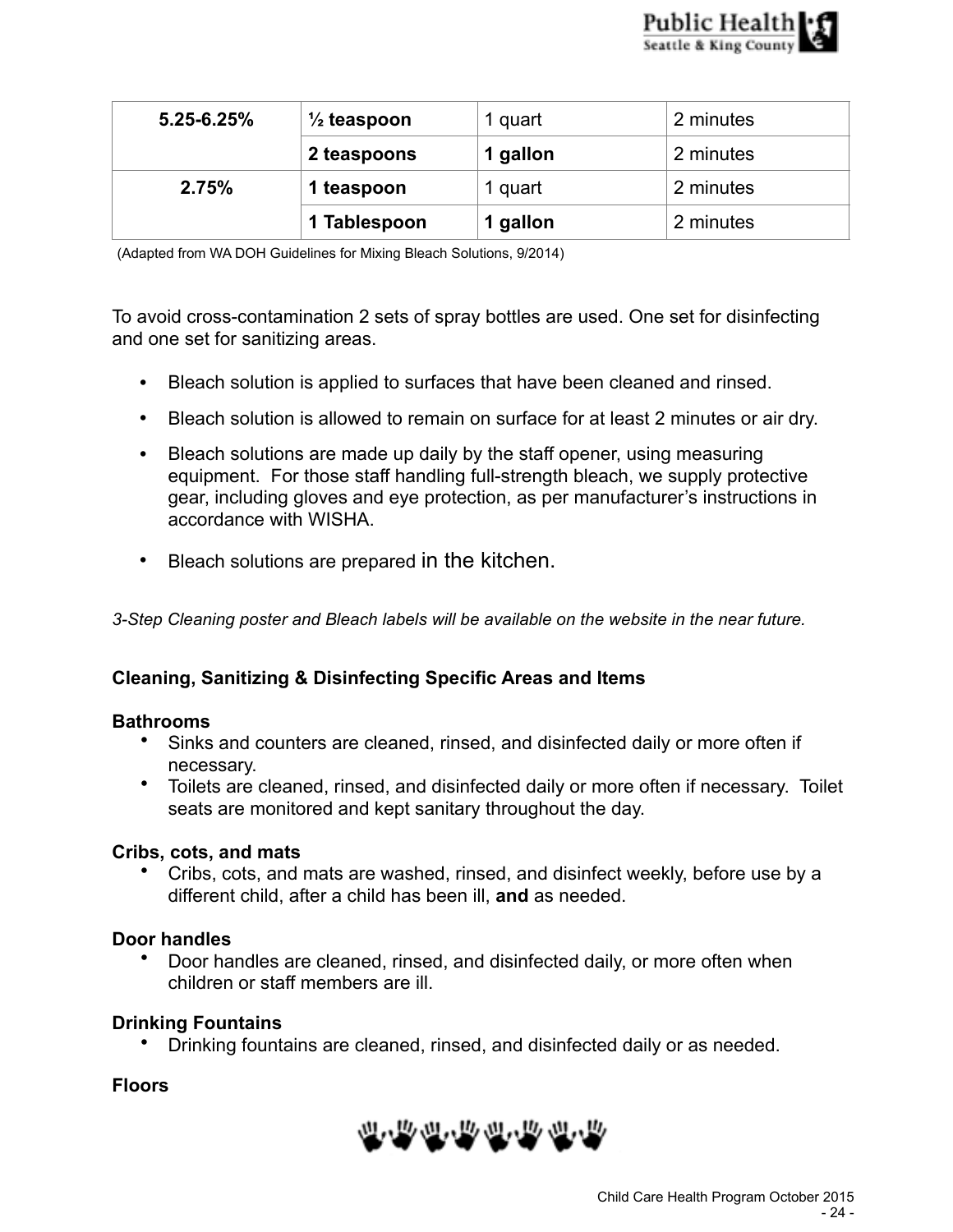| | | | |
|---|---|---|---|
| **5.25-6.25%** | **½ teaspoon** | 1 quart | 2 minutes |
| | **2 teaspoons** | **1 gallon** | 2 minutes |
| **2.75%** | **1 teaspoon** | 1 quart | 2 minutes |
| | **1 Tablespoon** | **1 gallon** | 2 minutes |

(Adapted from WA DOH Guidelines for Mixing Bleach Solutions, 9/2014)

To avoid cross-contamination 2 sets of spray bottles are used. One set for disinfecting and one set for sanitizing areas.

- Bleach solution is applied to surfaces that have been cleaned and rinsed.
- Bleach solution is allowed to remain on surface for at least 2 minutes or air dry.
- Bleach solutions are made up daily by the staff opener, using measuring equipment. For those staff handling full-strength bleach, we supply protective gear, including gloves and eye protection, as per manufacturer's instructions in accordance with WISHA.
- Bleach solutions are prepared in the kitchen.

*3-Step Cleaning poster and Bleach labels will be available on the website in the near future.*

**Cleaning, Sanitizing & Disinfecting Specific Areas and Items**

**Bathrooms**

- Sinks and counters are cleaned, rinsed, and disinfected daily or more often if necessary.
- Toilets are cleaned, rinsed, and disinfected daily or more often if necessary. Toilet seats are monitored and kept sanitary throughout the day.

**Cribs, cots, and mats**

- Cribs, cots, and mats are washed, rinsed, and disinfect weekly, before use by a different child, after a child has been ill, **and** as needed.

**Door handles**

- Door handles are cleaned, rinsed, and disinfected daily, or more often when children or staff members are ill.

**Drinking Fountains**

- Drinking fountains are cleaned, rinsed, and disinfected daily or as needed.

**Floors**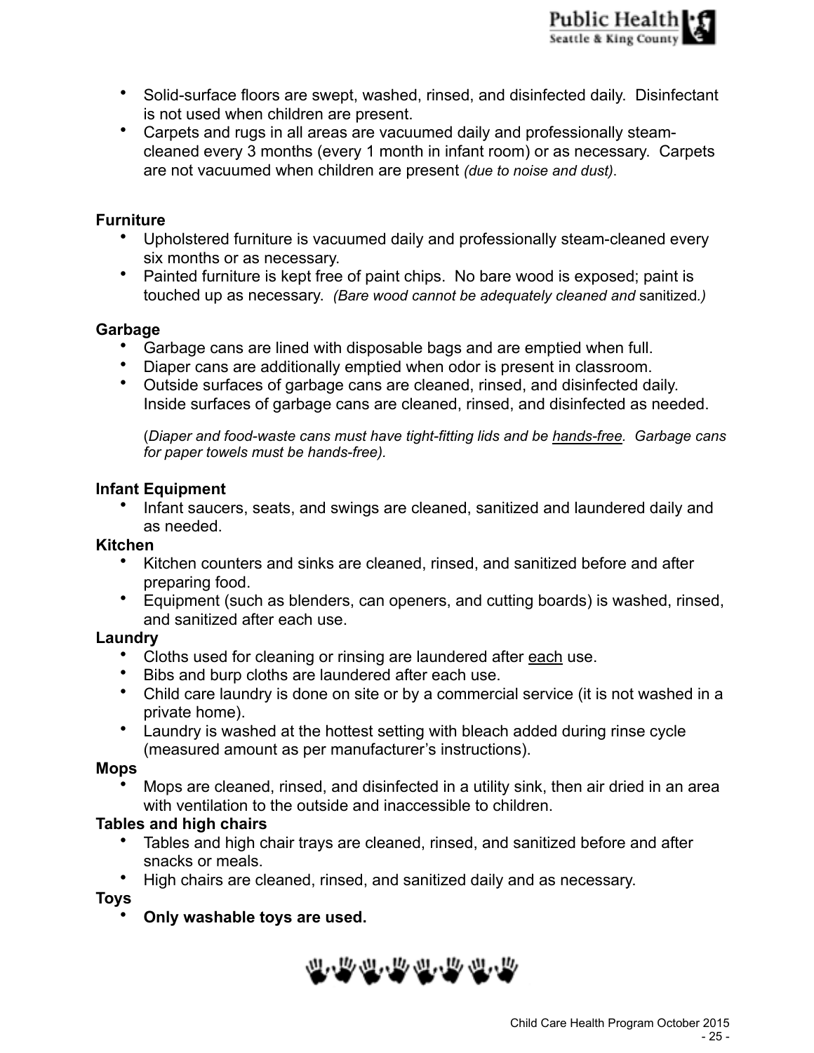- Solid-surface floors are swept, washed, rinsed, and disinfected daily. Disinfectant is not used when children are present.
- Carpets and rugs in all areas are vacuumed daily and professionally steam-cleaned every 3 months (every 1 month in infant room) or as necessary. Carpets are not vacuumed when children are present *(due to noise and dust)*.

**Furniture**

- Upholstered furniture is vacuumed daily and professionally steam-cleaned every six months or as necessary.
- Painted furniture is kept free of paint chips. No bare wood is exposed; paint is touched up as necessary. *(Bare wood cannot be adequately cleaned and sanitized.)*

**Garbage**

- Garbage cans are lined with disposable bags and are emptied when full.
- Diaper cans are additionally emptied when odor is present in classroom.
- Outside surfaces of garbage cans are cleaned, rinsed, and disinfected daily. Inside surfaces of garbage cans are cleaned, rinsed, and disinfected as needed.

  (*Diaper and food-waste cans must have tight-fitting lids and be <u>hands-free</u>. Garbage cans for paper towels must be hands-free).*

**Infant Equipment**

- Infant saucers, seats, and swings are cleaned, sanitized and laundered daily and as needed.

**Kitchen**

- Kitchen counters and sinks are cleaned, rinsed, and sanitized before and after preparing food.
- Equipment (such as blenders, can openers, and cutting boards) is washed, rinsed, and sanitized after each use.

**Laundry**

- Cloths used for cleaning or rinsing are laundered after <u>each</u> use.
- Bibs and burp cloths are laundered after each use.
- Child care laundry is done on site or by a commercial service (it is not washed in a private home).
- Laundry is washed at the hottest setting with bleach added during rinse cycle (measured amount as per manufacturer's instructions).

**Mops**

- Mops are cleaned, rinsed, and disinfected in a utility sink, then air dried in an area with ventilation to the outside and inaccessible to children.

**Tables and high chairs**

- Tables and high chair trays are cleaned, rinsed, and sanitized before and after snacks or meals.
- High chairs are cleaned, rinsed, and sanitized daily and as necessary.

**Toys**

- **Only washable toys are used.**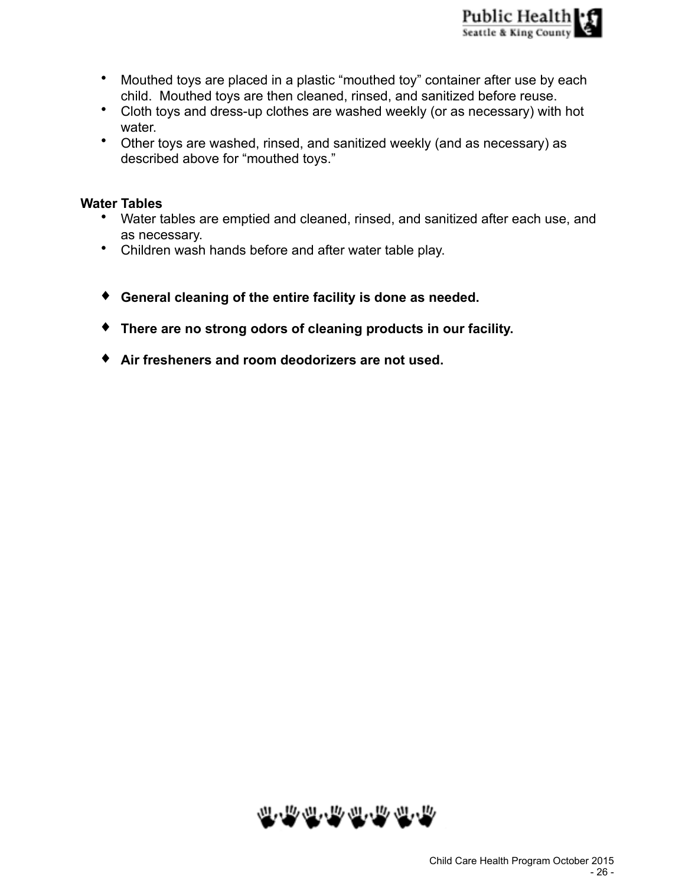- Mouthed toys are placed in a plastic “mouthed toy” container after use by each child. Mouthed toys are then cleaned, rinsed, and sanitized before reuse.
- Cloth toys and dress-up clothes are washed weekly (or as necessary) with hot water.
- Other toys are washed, rinsed, and sanitized weekly (and as necessary) as described above for “mouthed toys.”

**Water Tables**

- Water tables are emptied and cleaned, rinsed, and sanitized after each use, and as necessary.
- Children wash hands before and after water table play.

- **General cleaning of the entire facility is done as needed.**
- **There are no strong odors of cleaning products in our facility.**
- **Air fresheners and room deodorizers are not used.**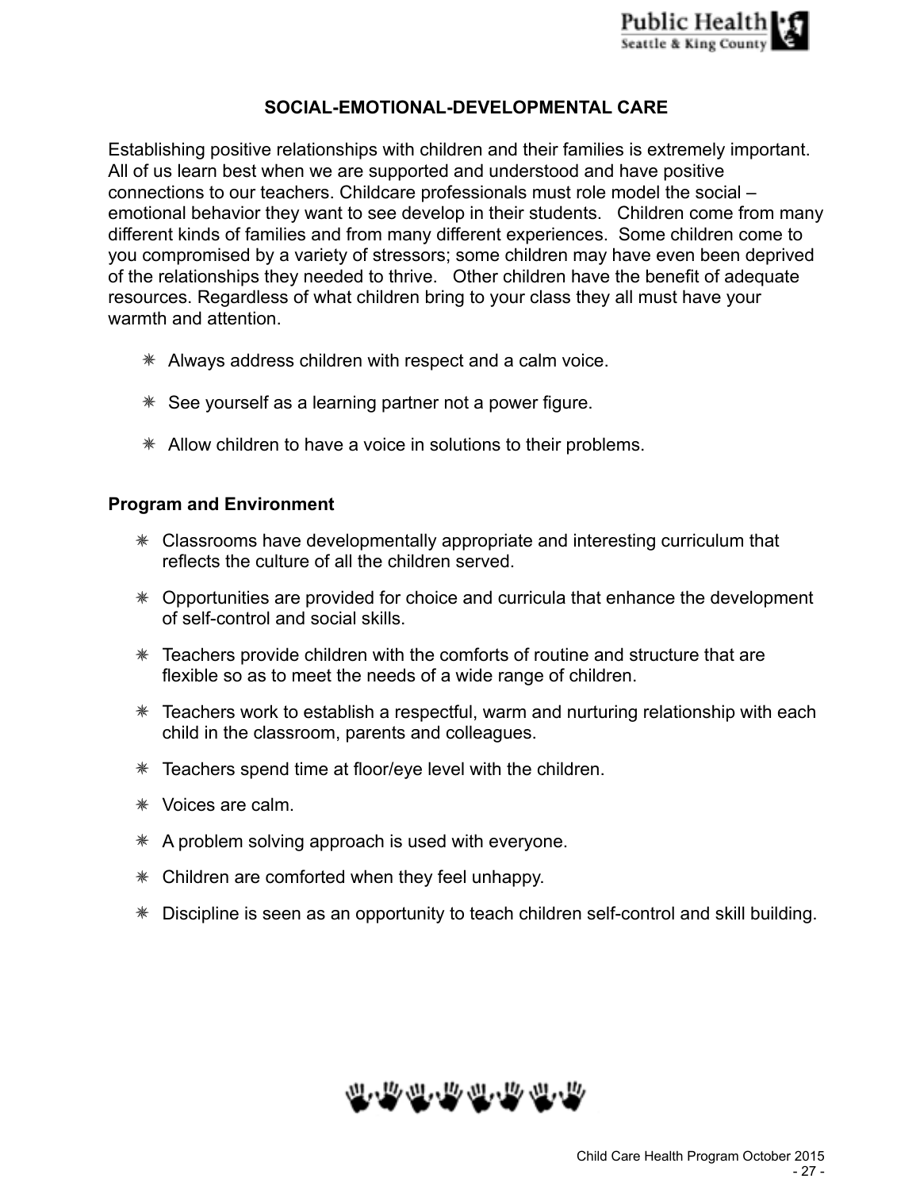## SOCIAL-EMOTIONAL-DEVELOPMENTAL CARE

Establishing positive relationships with children and their families is extremely important. All of us learn best when we are supported and understood and have positive connections to our teachers. Childcare professionals must role model the social – emotional behavior they want to see develop in their students. Children come from many different kinds of families and from many different experiences. Some children come to you compromised by a variety of stressors; some children may have even been deprived of the relationships they needed to thrive. Other children have the benefit of adequate resources. Regardless of what children bring to your class they all must have your warmth and attention.

- Always address children with respect and a calm voice.
- See yourself as a learning partner not a power figure.
- Allow children to have a voice in solutions to their problems.

### Program and Environment

- Classrooms have developmentally appropriate and interesting curriculum that reflects the culture of all the children served.
- Opportunities are provided for choice and curricula that enhance the development of self-control and social skills.
- Teachers provide children with the comforts of routine and structure that are flexible so as to meet the needs of a wide range of children.
- Teachers work to establish a respectful, warm and nurturing relationship with each child in the classroom, parents and colleagues.
- Teachers spend time at floor/eye level with the children.
- Voices are calm.
- A problem solving approach is used with everyone.
- Children are comforted when they feel unhappy.
- Discipline is seen as an opportunity to teach children self-control and skill building.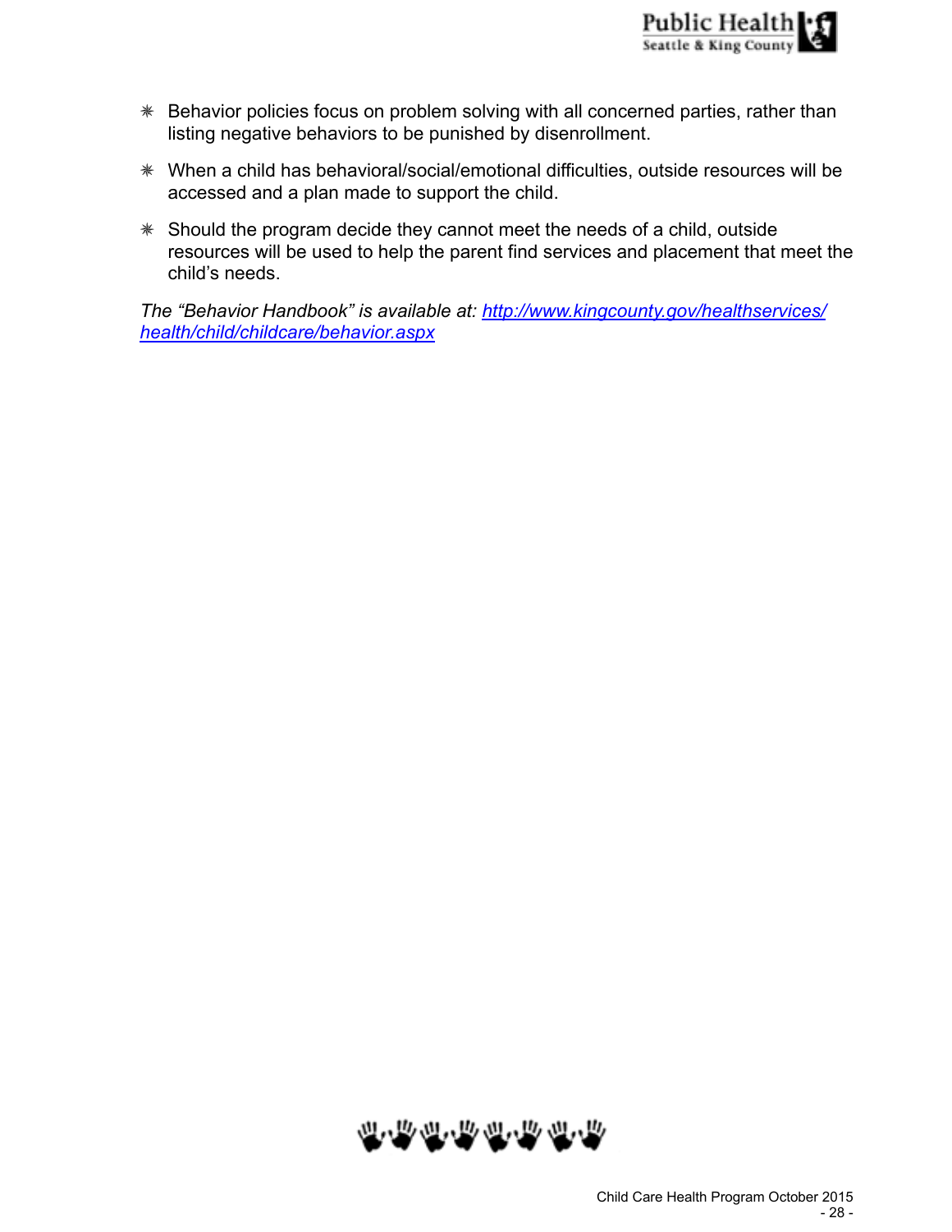- Behavior policies focus on problem solving with all concerned parties, rather than listing negative behaviors to be punished by disenrollment.
- When a child has behavioral/social/emotional difficulties, outside resources will be accessed and a plan made to support the child.
- Should the program decide they cannot meet the needs of a child, outside resources will be used to help the parent find services and placement that meet the child's needs.

*The "Behavior Handbook" is available at: [http://www.kingcounty.gov/healthservices/health/child/childcare/behavior.aspx](http://www.kingcounty.gov/healthservices/health/child/childcare/behavior.aspx)*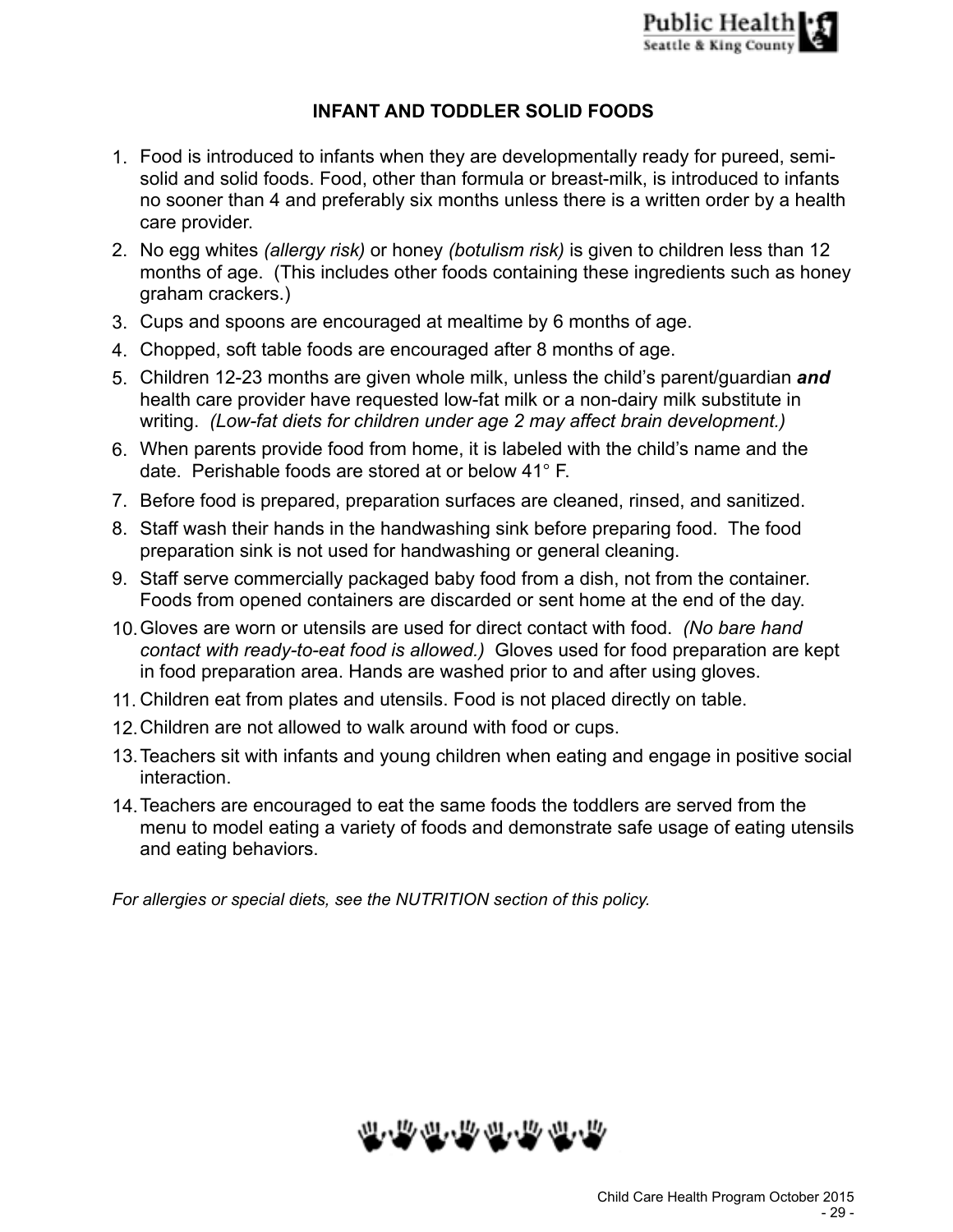## INFANT AND TODDLER SOLID FOODS

1. Food is introduced to infants when they are developmentally ready for pureed, semi-solid and solid foods. Food, other than formula or breast-milk, is introduced to infants no sooner than 4 and preferably six months unless there is a written order by a health care provider.
2. No egg whites *(allergy risk)* or honey *(botulism risk)* is given to children less than 12 months of age. (This includes other foods containing these ingredients such as honey graham crackers.)
3. Cups and spoons are encouraged at mealtime by 6 months of age.
4. Chopped, soft table foods are encouraged after 8 months of age.
5. Children 12-23 months are given whole milk, unless the child's parent/guardian ***and*** health care provider have requested low-fat milk or a non-dairy milk substitute in writing. *(Low-fat diets for children under age 2 may affect brain development.)*
6. When parents provide food from home, it is labeled with the child's name and the date. Perishable foods are stored at or below 41° F.
7. Before food is prepared, preparation surfaces are cleaned, rinsed, and sanitized.
8. Staff wash their hands in the handwashing sink before preparing food. The food preparation sink is not used for handwashing or general cleaning.
9. Staff serve commercially packaged baby food from a dish, not from the container. Foods from opened containers are discarded or sent home at the end of the day.
10. Gloves are worn or utensils are used for direct contact with food. *(No bare hand contact with ready-to-eat food is allowed.)* Gloves used for food preparation are kept in food preparation area. Hands are washed prior to and after using gloves.
11. Children eat from plates and utensils. Food is not placed directly on table.
12. Children are not allowed to walk around with food or cups.
13. Teachers sit with infants and young children when eating and engage in positive social interaction.
14. Teachers are encouraged to eat the same foods the toddlers are served from the menu to model eating a variety of foods and demonstrate safe usage of eating utensils and eating behaviors.

*For allergies or special diets, see the NUTRITION section of this policy.*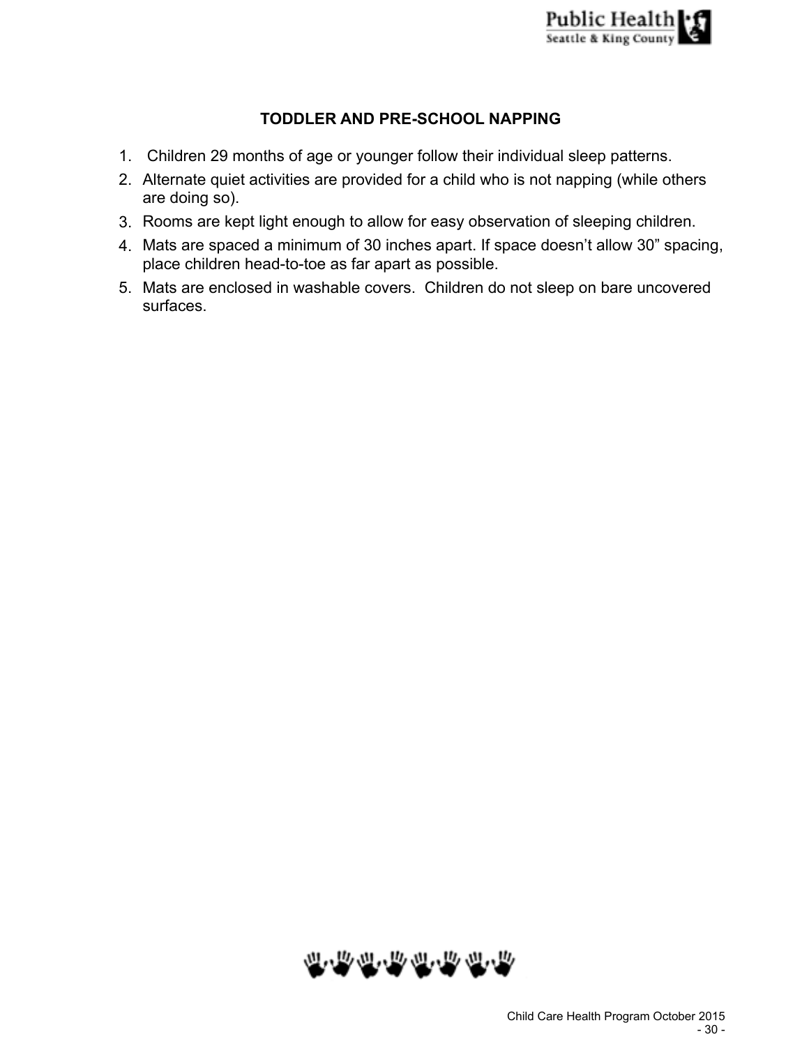## TODDLER AND PRE-SCHOOL NAPPING

1. Children 29 months of age or younger follow their individual sleep patterns.
2. Alternate quiet activities are provided for a child who is not napping (while others are doing so).
3. Rooms are kept light enough to allow for easy observation of sleeping children.
4. Mats are spaced a minimum of 30 inches apart. If space doesn't allow 30" spacing, place children head-to-toe as far apart as possible.
5. Mats are enclosed in washable covers. Children do not sleep on bare uncovered surfaces.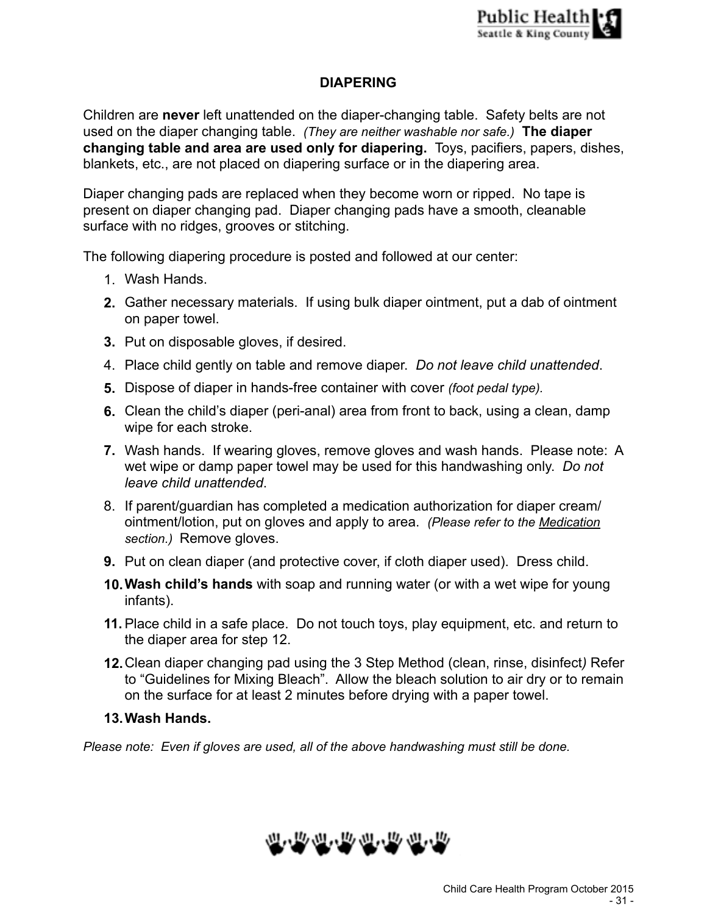## DIAPERING

Children are **never** left unattended on the diaper-changing table. Safety belts are not used on the diaper changing table. *(They are neither washable nor safe.)* **The diaper changing table and area are used only for diapering.** Toys, pacifiers, papers, dishes, blankets, etc., are not placed on diapering surface or in the diapering area.

Diaper changing pads are replaced when they become worn or ripped. No tape is present on diaper changing pad. Diaper changing pads have a smooth, cleanable surface with no ridges, grooves or stitching.

The following diapering procedure is posted and followed at our center:

1. Wash Hands.
2. Gather necessary materials. If using bulk diaper ointment, put a dab of ointment on paper towel.
3. Put on disposable gloves, if desired.
4. Place child gently on table and remove diaper. *Do not leave child unattended*.
5. Dispose of diaper in hands-free container with cover *(foot pedal type).*
6. Clean the child's diaper (peri-anal) area from front to back, using a clean, damp wipe for each stroke.
7. Wash hands. If wearing gloves, remove gloves and wash hands. Please note: A wet wipe or damp paper towel may be used for this handwashing only. *Do not leave child unattended*.
8. If parent/guardian has completed a medication authorization for diaper cream/ointment/lotion, put on gloves and apply to area. *(Please refer to the Medication section.)* Remove gloves.
9. Put on clean diaper (and protective cover, if cloth diaper used). Dress child.
10. **Wash child's hands** with soap and running water (or with a wet wipe for young infants).
11. Place child in a safe place. Do not touch toys, play equipment, etc. and return to the diaper area for step 12.
12. Clean diaper changing pad using the 3 Step Method (clean, rinse, disinfect*)* Refer to "Guidelines for Mixing Bleach". Allow the bleach solution to air dry or to remain on the surface for at least 2 minutes before drying with a paper towel.
13. **Wash Hands.**

*Please note: Even if gloves are used, all of the above handwashing must still be done.*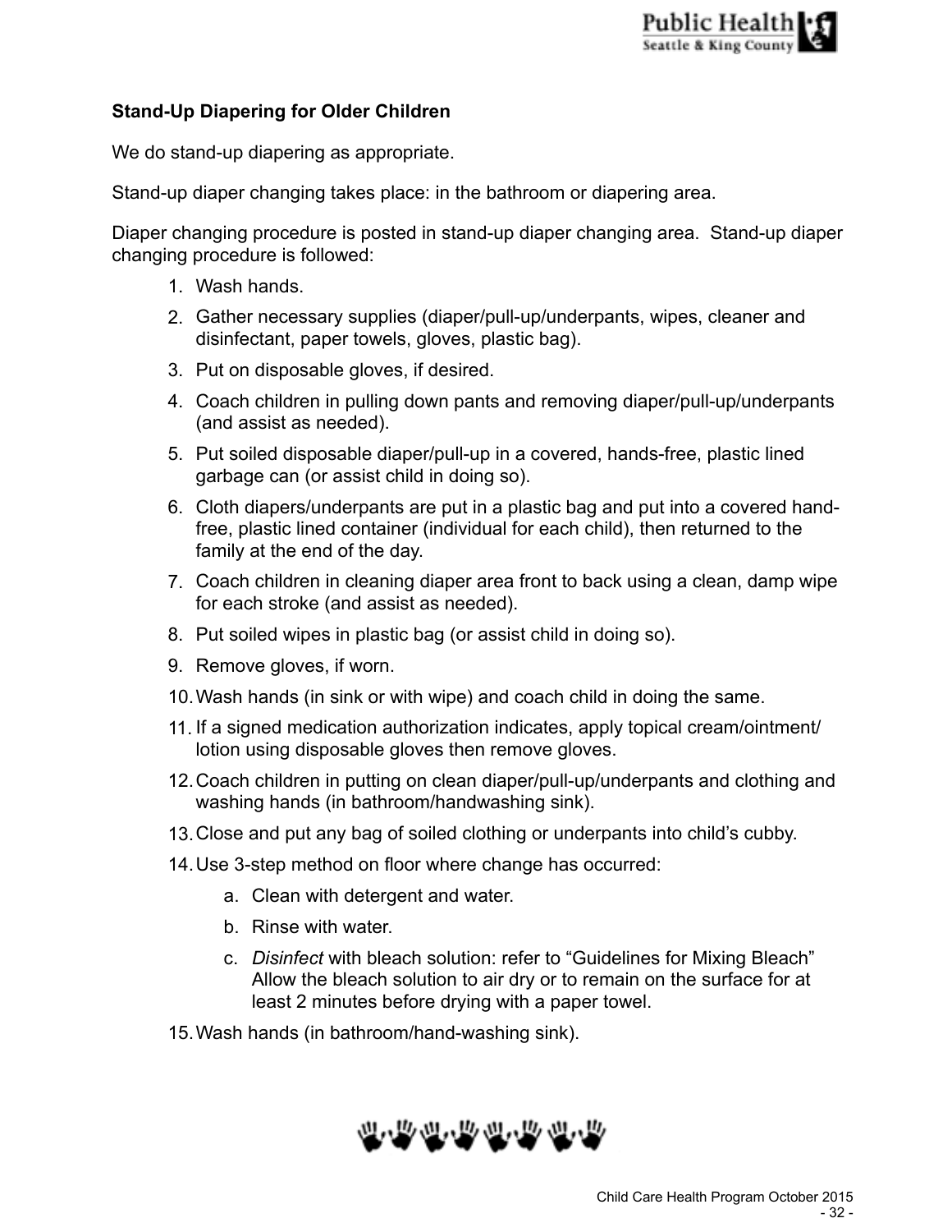### Stand-Up Diapering for Older Children

We do stand-up diapering as appropriate.

Stand-up diaper changing takes place: in the bathroom or diapering area.

Diaper changing procedure is posted in stand-up diaper changing area. Stand-up diaper changing procedure is followed:

1. Wash hands.
2. Gather necessary supplies (diaper/pull-up/underpants, wipes, cleaner and disinfectant, paper towels, gloves, plastic bag).
3. Put on disposable gloves, if desired.
4. Coach children in pulling down pants and removing diaper/pull-up/underpants (and assist as needed).
5. Put soiled disposable diaper/pull-up in a covered, hands-free, plastic lined garbage can (or assist child in doing so).
6. Cloth diapers/underpants are put in a plastic bag and put into a covered hand-free, plastic lined container (individual for each child), then returned to the family at the end of the day.
7. Coach children in cleaning diaper area front to back using a clean, damp wipe for each stroke (and assist as needed).
8. Put soiled wipes in plastic bag (or assist child in doing so).
9. Remove gloves, if worn.
10. Wash hands (in sink or with wipe) and coach child in doing the same.
11. If a signed medication authorization indicates, apply topical cream/ointment/ lotion using disposable gloves then remove gloves.
12. Coach children in putting on clean diaper/pull-up/underpants and clothing and washing hands (in bathroom/handwashing sink).
13. Close and put any bag of soiled clothing or underpants into child's cubby.
14. Use 3-step method on floor where change has occurred:
    a. Clean with detergent and water.
    b. Rinse with water.
    c. *Disinfect* with bleach solution: refer to "Guidelines for Mixing Bleach" Allow the bleach solution to air dry or to remain on the surface for at least 2 minutes before drying with a paper towel.
15. Wash hands (in bathroom/hand-washing sink).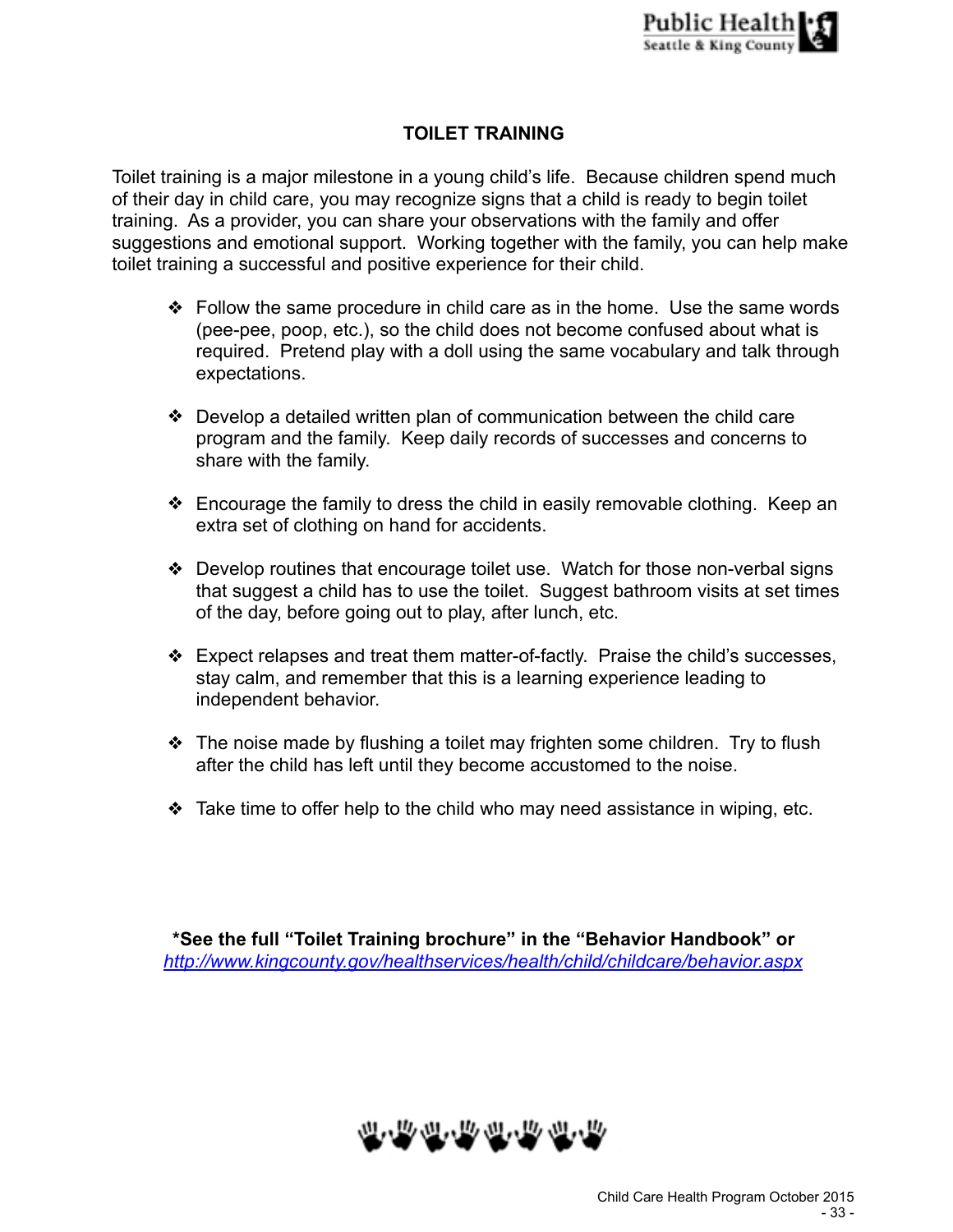# TOILET TRAINING

Toilet training is a major milestone in a young child's life. Because children spend much of their day in child care, you may recognize signs that a child is ready to begin toilet training. As a provider, you can share your observations with the family and offer suggestions and emotional support. Working together with the family, you can help make toilet training a successful and positive experience for their child.

- Follow the same procedure in child care as in the home. Use the same words (pee-pee, poop, etc.), so the child does not become confused about what is required. Pretend play with a doll using the same vocabulary and talk through expectations.
- Develop a detailed written plan of communication between the child care program and the family. Keep daily records of successes and concerns to share with the family.
- Encourage the family to dress the child in easily removable clothing. Keep an extra set of clothing on hand for accidents.
- Develop routines that encourage toilet use. Watch for those non-verbal signs that suggest a child has to use the toilet. Suggest bathroom visits at set times of the day, before going out to play, after lunch, etc.
- Expect relapses and treat them matter-of-factly. Praise the child's successes, stay calm, and remember that this is a learning experience leading to independent behavior.
- The noise made by flushing a toilet may frighten some children. Try to flush after the child has left until they become accustomed to the noise.
- Take time to offer help to the child who may need assistance in wiping, etc.

**\*See the full "Toilet Training brochure" in the "Behavior Handbook" or**
[http://www.kingcounty.gov/healthservices/health/child/childcare/behavior.aspx](http://www.kingcounty.gov/healthservices/health/child/childcare/behavior.aspx)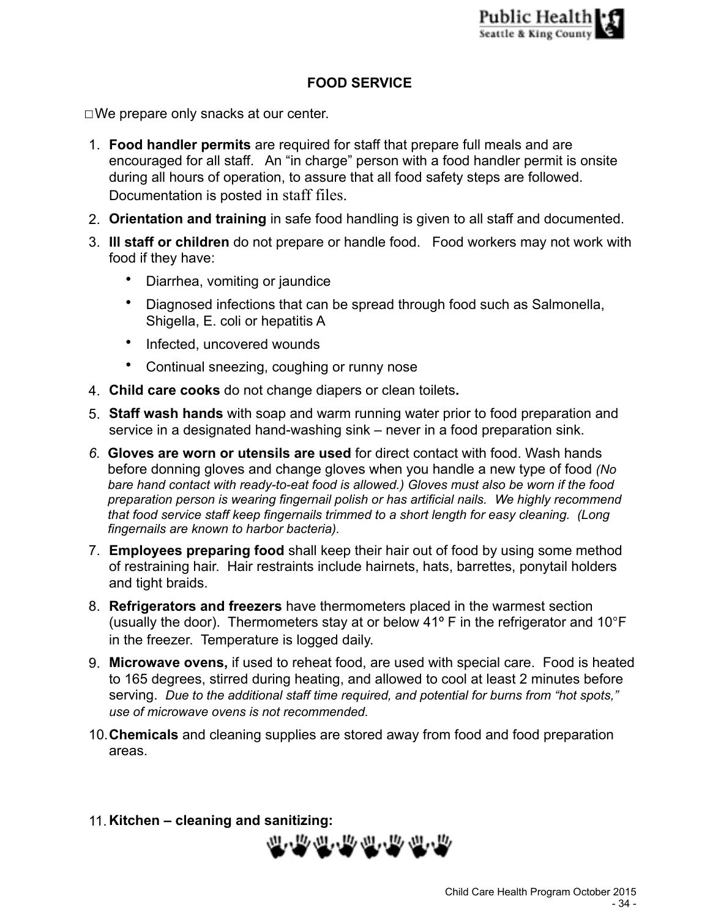## FOOD SERVICE

□ We prepare only snacks at our center.

1. **Food handler permits** are required for staff that prepare full meals and are encouraged for all staff. An "in charge" person with a food handler permit is onsite during all hours of operation, to assure that all food safety steps are followed. Documentation is posted in staff files.
2. **Orientation and training** in safe food handling is given to all staff and documented.
3. **Ill staff or children** do not prepare or handle food. Food workers may not work with food if they have:
   - Diarrhea, vomiting or jaundice
   - Diagnosed infections that can be spread through food such as Salmonella, Shigella, E. coli or hepatitis A
   - Infected, uncovered wounds
   - Continual sneezing, coughing or runny nose
4. **Child care cooks** do not change diapers or clean toilets**.**
5. **Staff wash hands** with soap and warm running water prior to food preparation and service in a designated hand-washing sink – never in a food preparation sink.
6. **Gloves are worn or utensils are used** for direct contact with food. Wash hands before donning gloves and change gloves when you handle a new type of food *(No bare hand contact with ready-to-eat food is allowed.) Gloves must also be worn if the food preparation person is wearing fingernail polish or has artificial nails. We highly recommend that food service staff keep fingernails trimmed to a short length for easy cleaning. (Long fingernails are known to harbor bacteria).*
7. **Employees preparing food** shall keep their hair out of food by using some method of restraining hair. Hair restraints include hairnets, hats, barrettes, ponytail holders and tight braids.
8. **Refrigerators and freezers** have thermometers placed in the warmest section (usually the door). Thermometers stay at or below 41º F in the refrigerator and 10°F in the freezer. Temperature is logged daily.
9. **Microwave ovens,** if used to reheat food, are used with special care. Food is heated to 165 degrees, stirred during heating, and allowed to cool at least 2 minutes before serving. *Due to the additional staff time required, and potential for burns from "hot spots," use of microwave ovens is not recommended.*
10. **Chemicals** and cleaning supplies are stored away from food and food preparation areas.

11. **Kitchen – cleaning and sanitizing:**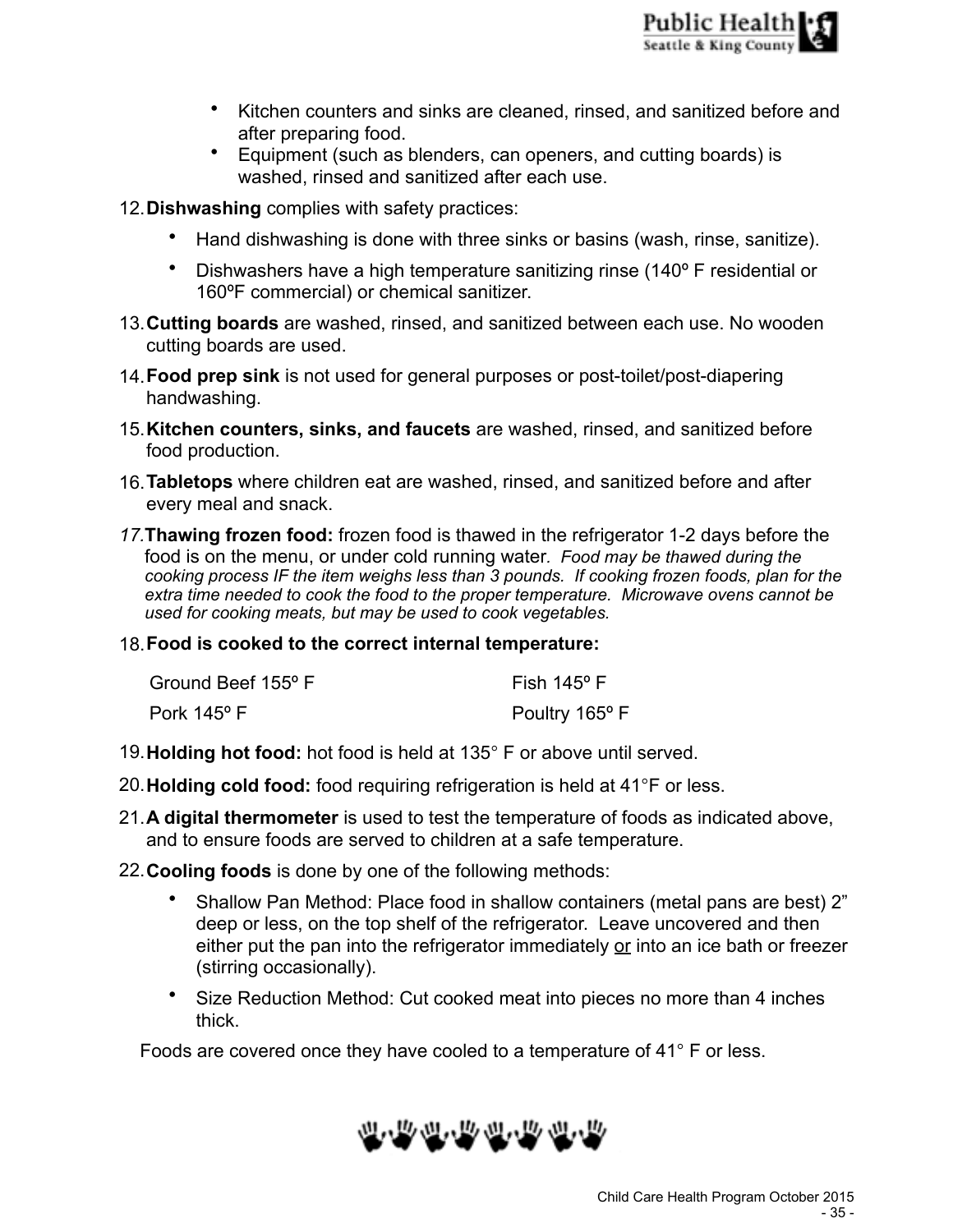- Kitchen counters and sinks are cleaned, rinsed, and sanitized before and after preparing food.
- Equipment (such as blenders, can openers, and cutting boards) is washed, rinsed and sanitized after each use.

12. **Dishwashing** complies with safety practices:
    - Hand dishwashing is done with three sinks or basins (wash, rinse, sanitize).
    - Dishwashers have a high temperature sanitizing rinse (140º F residential or 160ºF commercial) or chemical sanitizer.
13. **Cutting boards** are washed, rinsed, and sanitized between each use. No wooden cutting boards are used.
14. **Food prep sink** is not used for general purposes or post-toilet/post-diapering handwashing.
15. **Kitchen counters, sinks, and faucets** are washed, rinsed, and sanitized before food production.
16. **Tabletops** where children eat are washed, rinsed, and sanitized before and after every meal and snack.
17. **Thawing frozen food:** frozen food is thawed in the refrigerator 1-2 days before the food is on the menu, or under cold running water. *Food may be thawed during the cooking process IF the item weighs less than 3 pounds. If cooking frozen foods, plan for the extra time needed to cook the food to the proper temperature. Microwave ovens cannot be used for cooking meats, but may be used to cook vegetables.*
18. **Food is cooked to the correct internal temperature:**

| | |
|---|---|
| Ground Beef 155º F | Fish 145º F |
| Pork 145º F | Poultry 165º F |

19. **Holding hot food:** hot food is held at 135° F or above until served.
20. **Holding cold food:** food requiring refrigeration is held at 41°F or less.
21. **A digital thermometer** is used to test the temperature of foods as indicated above, and to ensure foods are served to children at a safe temperature.
22. **Cooling foods** is done by one of the following methods:
    - Shallow Pan Method: Place food in shallow containers (metal pans are best) 2" deep or less, on the top shelf of the refrigerator. Leave uncovered and then either put the pan into the refrigerator immediately <u>or</u> into an ice bath or freezer (stirring occasionally).
    - Size Reduction Method: Cut cooked meat into pieces no more than 4 inches thick.

Foods are covered once they have cooled to a temperature of 41° F or less.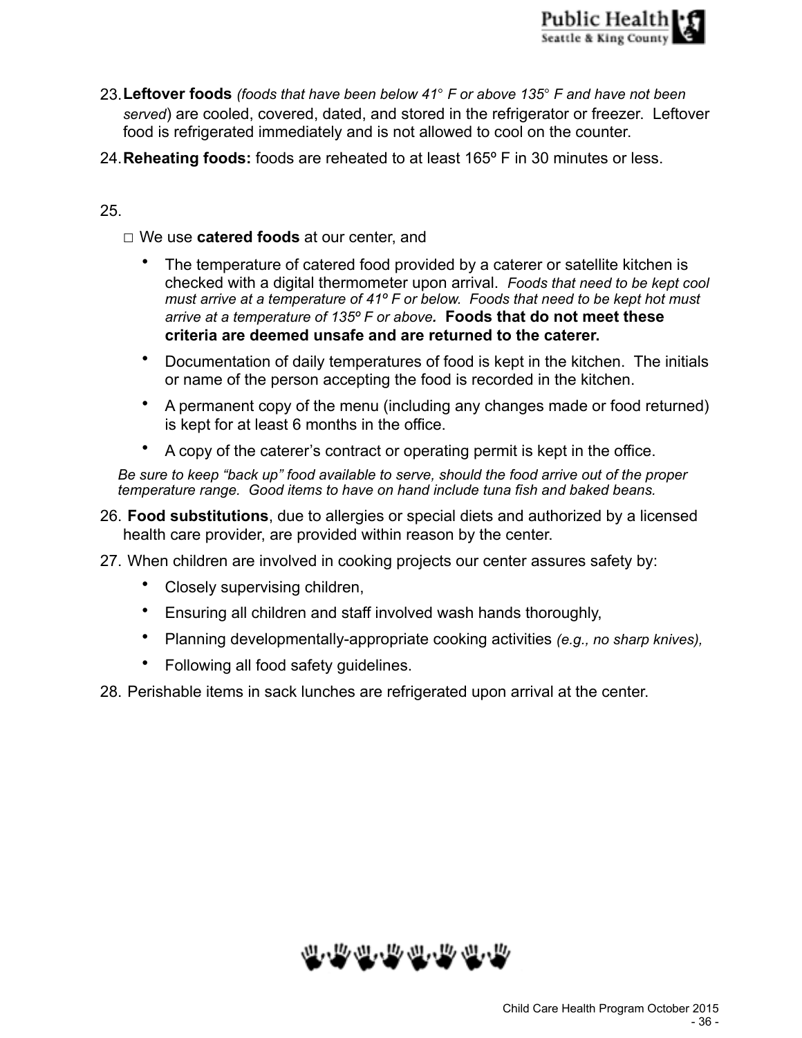23. **Leftover foods** *(foods that have been below 41° F or above 135° F and have not been served*) are cooled, covered, dated, and stored in the refrigerator or freezer. Leftover food is refrigerated immediately and is not allowed to cool on the counter.

24. **Reheating foods:** foods are reheated to at least 165º F in 30 minutes or less.

25.

   □ We use **catered foods** at our center, and

   - The temperature of catered food provided by a caterer or satellite kitchen is checked with a digital thermometer upon arrival. *Foods that need to be kept cool must arrive at a temperature of 41º F or below. Foods that need to be kept hot must arrive at a temperature of 135º F or above.* **Foods that do not meet these criteria are deemed unsafe and are returned to the caterer.**
   - Documentation of daily temperatures of food is kept in the kitchen. The initials or name of the person accepting the food is recorded in the kitchen.
   - A permanent copy of the menu (including any changes made or food returned) is kept for at least 6 months in the office.
   - A copy of the caterer's contract or operating permit is kept in the office.

   *Be sure to keep "back up" food available to serve, should the food arrive out of the proper temperature range. Good items to have on hand include tuna fish and baked beans.*

26. **Food substitutions**, due to allergies or special diets and authorized by a licensed health care provider, are provided within reason by the center.

27. When children are involved in cooking projects our center assures safety by:

   - Closely supervising children,
   - Ensuring all children and staff involved wash hands thoroughly,
   - Planning developmentally-appropriate cooking activities *(e.g., no sharp knives),*
   - Following all food safety guidelines.

28. Perishable items in sack lunches are refrigerated upon arrival at the center.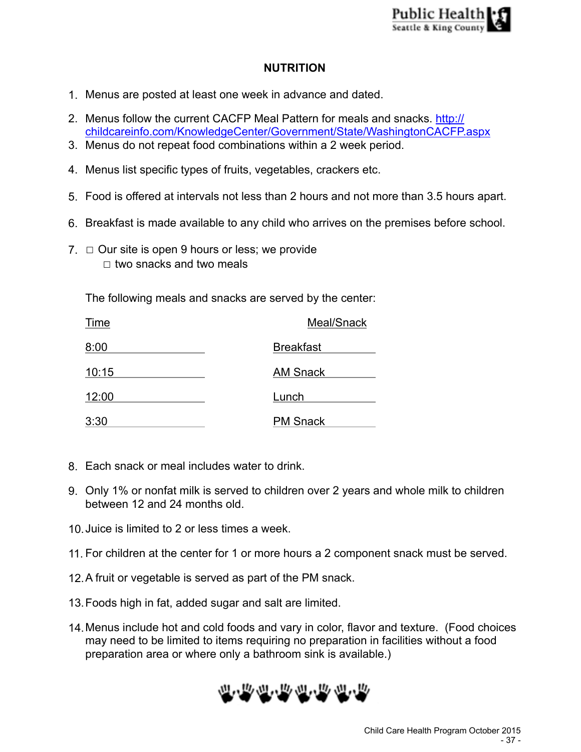## NUTRITION

1. Menus are posted at least one week in advance and dated.
2. Menus follow the current CACFP Meal Pattern for meals and snacks. http://childcareinfo.com/KnowledgeCenter/Government/State/WashingtonCACFP.aspx
3. Menus do not repeat food combinations within a 2 week period.
4. Menus list specific types of fruits, vegetables, crackers etc.
5. Food is offered at intervals not less than 2 hours and not more than 3.5 hours apart.
6. Breakfast is made available to any child who arrives on the premises before school.
7. ☐ Our site is open 9 hours or less; we provide
   ☐ two snacks and two meals

   The following meals and snacks are served by the center:

   | Time | Meal/Snack |
   |---|---|
   | 8:00 | Breakfast |
   | 10:15 | AM Snack |
   | 12:00 | Lunch |
   | 3:30 | PM Snack |

8. Each snack or meal includes water to drink.
9. Only 1% or nonfat milk is served to children over 2 years and whole milk to children between 12 and 24 months old.
10. Juice is limited to 2 or less times a week.
11. For children at the center for 1 or more hours a 2 component snack must be served.
12. A fruit or vegetable is served as part of the PM snack.
13. Foods high in fat, added sugar and salt are limited.
14. Menus include hot and cold foods and vary in color, flavor and texture. (Food choices may need to be limited to items requiring no preparation in facilities without a food preparation area or where only a bathroom sink is available.)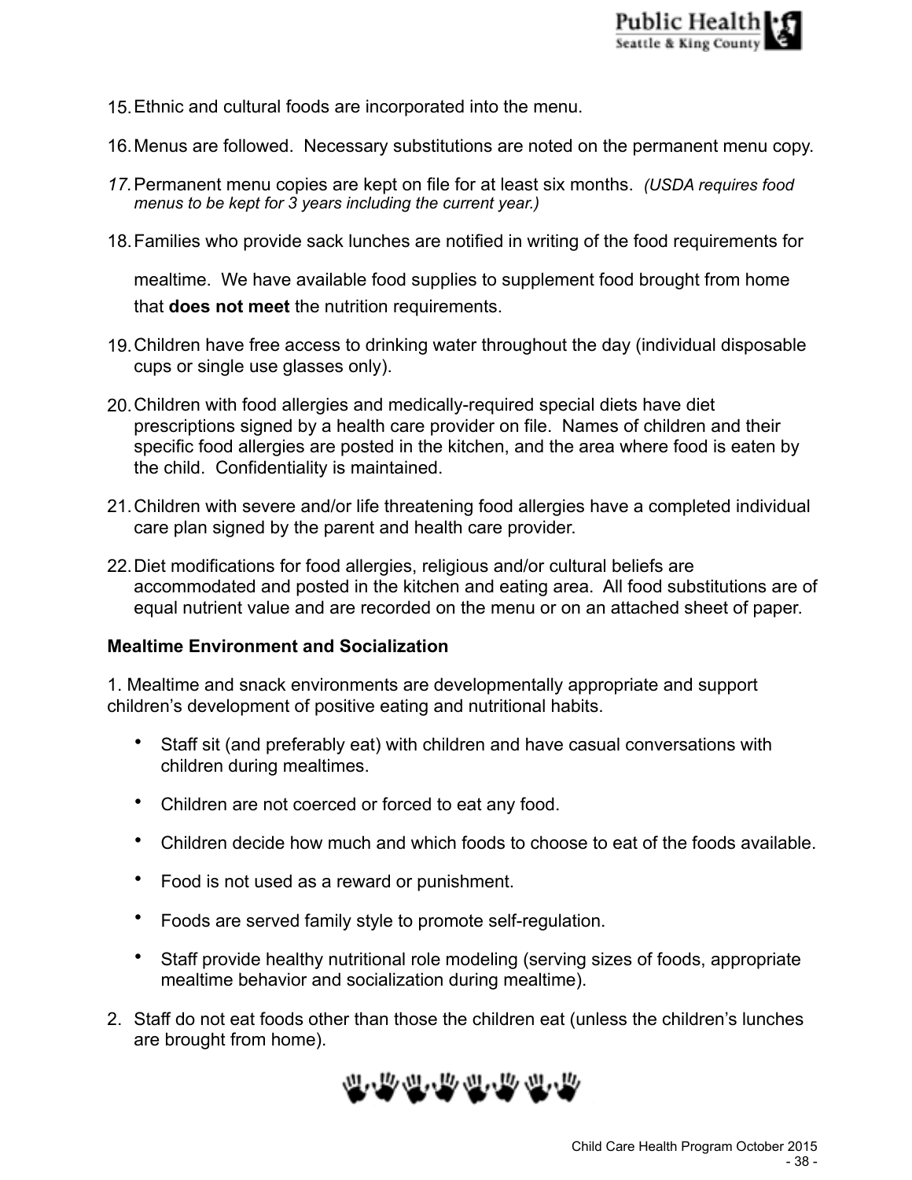15. Ethnic and cultural foods are incorporated into the menu.
16. Menus are followed. Necessary substitutions are noted on the permanent menu copy.
17. Permanent menu copies are kept on file for at least six months. *(USDA requires food menus to be kept for 3 years including the current year.)*
18. Families who provide sack lunches are notified in writing of the food requirements for mealtime. We have available food supplies to supplement food brought from home that **does not meet** the nutrition requirements.
19. Children have free access to drinking water throughout the day (individual disposable cups or single use glasses only).
20. Children with food allergies and medically-required special diets have diet prescriptions signed by a health care provider on file. Names of children and their specific food allergies are posted in the kitchen, and the area where food is eaten by the child. Confidentiality is maintained.
21. Children with severe and/or life threatening food allergies have a completed individual care plan signed by the parent and health care provider.
22. Diet modifications for food allergies, religious and/or cultural beliefs are accommodated and posted in the kitchen and eating area. All food substitutions are of equal nutrient value and are recorded on the menu or on an attached sheet of paper.

**Mealtime Environment and Socialization**

1. Mealtime and snack environments are developmentally appropriate and support children's development of positive eating and nutritional habits.

   - Staff sit (and preferably eat) with children and have casual conversations with children during mealtimes.
   - Children are not coerced or forced to eat any food.
   - Children decide how much and which foods to choose to eat of the foods available.
   - Food is not used as a reward or punishment.
   - Foods are served family style to promote self-regulation.
   - Staff provide healthy nutritional role modeling (serving sizes of foods, appropriate mealtime behavior and socialization during mealtime).

2. Staff do not eat foods other than those the children eat (unless the children's lunches are brought from home).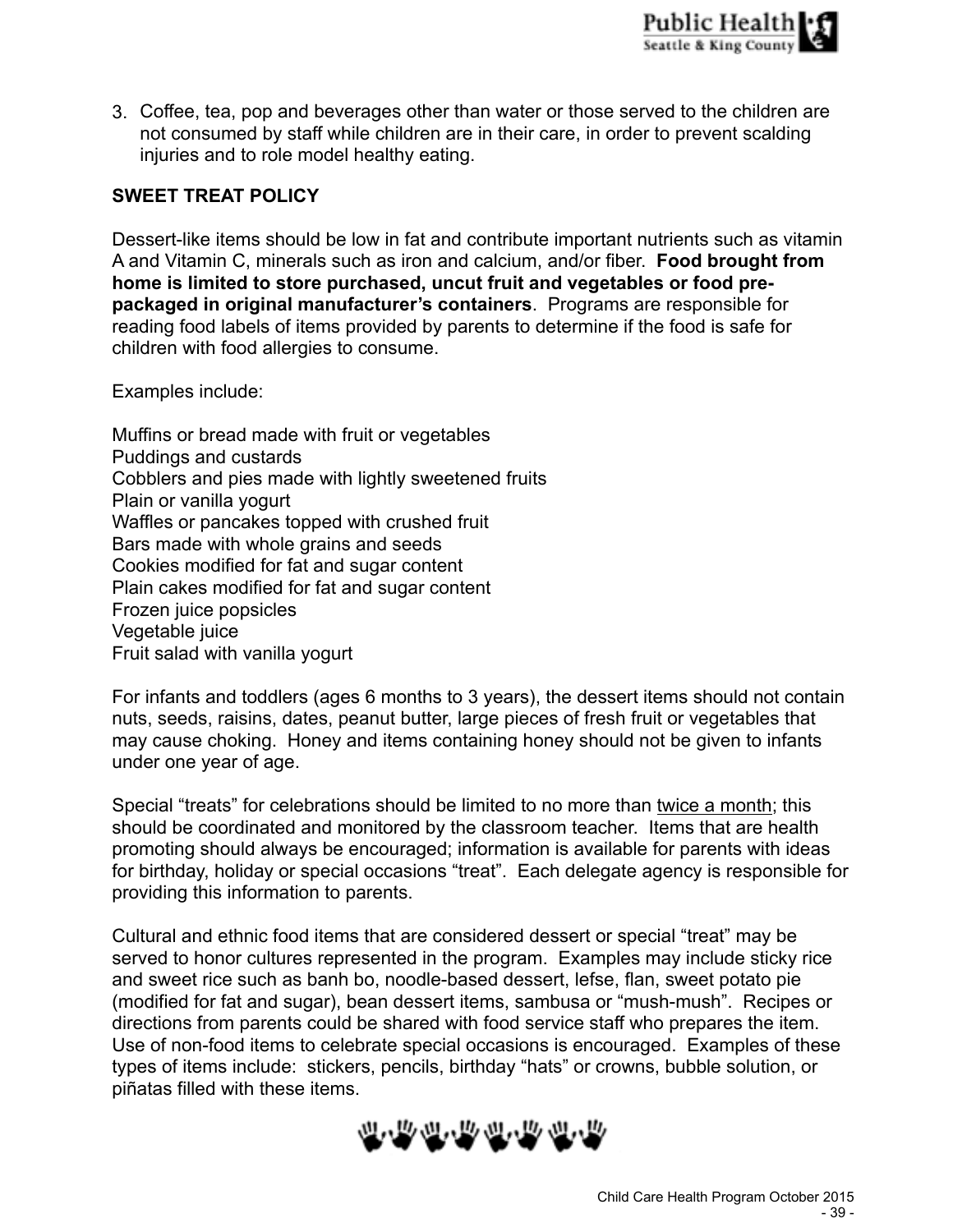3. Coffee, tea, pop and beverages other than water or those served to the children are not consumed by staff while children are in their care, in order to prevent scalding injuries and to role model healthy eating.

**SWEET TREAT POLICY**

Dessert-like items should be low in fat and contribute important nutrients such as vitamin A and Vitamin C, minerals such as iron and calcium, and/or fiber. **Food brought from home is limited to store purchased, uncut fruit and vegetables or food pre-packaged in original manufacturer's containers**. Programs are responsible for reading food labels of items provided by parents to determine if the food is safe for children with food allergies to consume.

Examples include:

Muffins or bread made with fruit or vegetables
Puddings and custards
Cobblers and pies made with lightly sweetened fruits
Plain or vanilla yogurt
Waffles or pancakes topped with crushed fruit
Bars made with whole grains and seeds
Cookies modified for fat and sugar content
Plain cakes modified for fat and sugar content
Frozen juice popsicles
Vegetable juice
Fruit salad with vanilla yogurt

For infants and toddlers (ages 6 months to 3 years), the dessert items should not contain nuts, seeds, raisins, dates, peanut butter, large pieces of fresh fruit or vegetables that may cause choking. Honey and items containing honey should not be given to infants under one year of age.

Special "treats" for celebrations should be limited to no more than twice a month; this should be coordinated and monitored by the classroom teacher. Items that are health promoting should always be encouraged; information is available for parents with ideas for birthday, holiday or special occasions "treat". Each delegate agency is responsible for providing this information to parents.

Cultural and ethnic food items that are considered dessert or special "treat" may be served to honor cultures represented in the program. Examples may include sticky rice and sweet rice such as banh bo, noodle-based dessert, lefse, flan, sweet potato pie (modified for fat and sugar), bean dessert items, sambusa or "mush-mush". Recipes or directions from parents could be shared with food service staff who prepares the item. Use of non-food items to celebrate special occasions is encouraged. Examples of these types of items include: stickers, pencils, birthday "hats" or crowns, bubble solution, or piñatas filled with these items.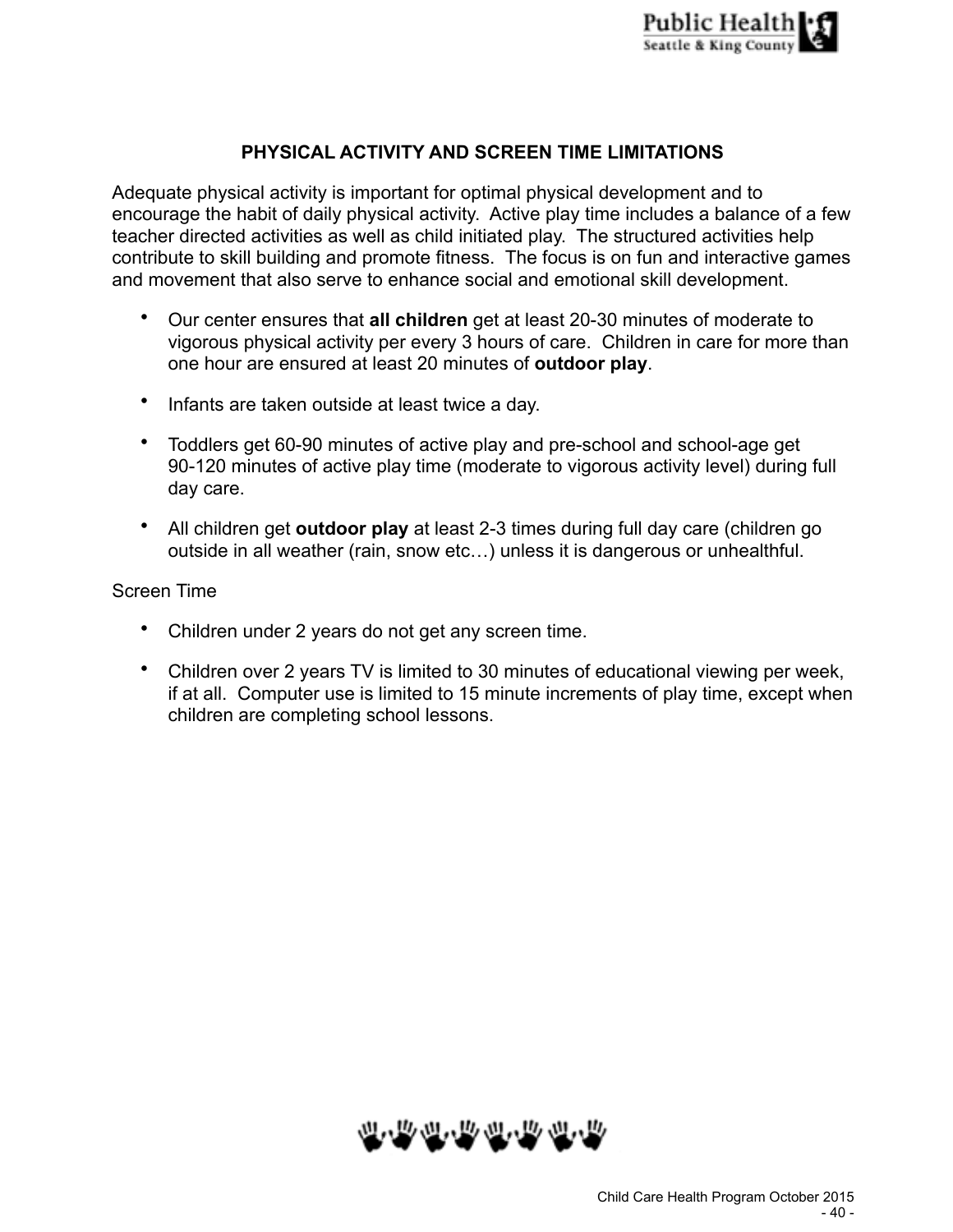## PHYSICAL ACTIVITY AND SCREEN TIME LIMITATIONS

Adequate physical activity is important for optimal physical development and to encourage the habit of daily physical activity. Active play time includes a balance of a few teacher directed activities as well as child initiated play. The structured activities help contribute to skill building and promote fitness. The focus is on fun and interactive games and movement that also serve to enhance social and emotional skill development.

- Our center ensures that **all children** get at least 20-30 minutes of moderate to vigorous physical activity per every 3 hours of care. Children in care for more than one hour are ensured at least 20 minutes of **outdoor play**.
- Infants are taken outside at least twice a day.
- Toddlers get 60-90 minutes of active play and pre-school and school-age get 90-120 minutes of active play time (moderate to vigorous activity level) during full day care.
- All children get **outdoor play** at least 2-3 times during full day care (children go outside in all weather (rain, snow etc…) unless it is dangerous or unhealthful.

Screen Time

- Children under 2 years do not get any screen time.
- Children over 2 years TV is limited to 30 minutes of educational viewing per week, if at all. Computer use is limited to 15 minute increments of play time, except when children are completing school lessons.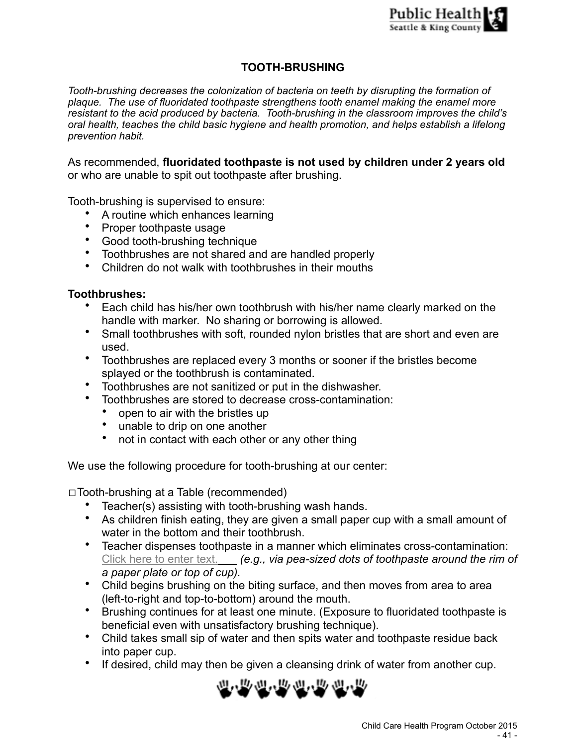# TOOTH-BRUSHING

*Tooth-brushing decreases the colonization of bacteria on teeth by disrupting the formation of plaque. The use of fluoridated toothpaste strengthens tooth enamel making the enamel more resistant to the acid produced by bacteria. Tooth-brushing in the classroom improves the child's oral health, teaches the child basic hygiene and health promotion, and helps establish a lifelong prevention habit.*

As recommended, **fluoridated toothpaste is not used by children under 2 years old** or who are unable to spit out toothpaste after brushing.

Tooth-brushing is supervised to ensure:

- A routine which enhances learning
- Proper toothpaste usage
- Good tooth-brushing technique
- Toothbrushes are not shared and are handled properly
- Children do not walk with toothbrushes in their mouths

**Toothbrushes:**

- Each child has his/her own toothbrush with his/her name clearly marked on the handle with marker. No sharing or borrowing is allowed.
- Small toothbrushes with soft, rounded nylon bristles that are short and even are used.
- Toothbrushes are replaced every 3 months or sooner if the bristles become splayed or the toothbrush is contaminated.
- Toothbrushes are not sanitized or put in the dishwasher.
- Toothbrushes are stored to decrease cross-contamination:
  - open to air with the bristles up
  - unable to drip on one another
  - not in contact with each other or any other thing

We use the following procedure for tooth-brushing at our center:

□ Tooth-brushing at a Table (recommended)

- Teacher(s) assisting with tooth-brushing wash hands.
- As children finish eating, they are given a small paper cup with a small amount of water in the bottom and their toothbrush.
- Teacher dispenses toothpaste in a manner which eliminates cross-contamination: Click here to enter text.___ *(e.g., via pea-sized dots of toothpaste around the rim of a paper plate or top of cup).*
- Child begins brushing on the biting surface, and then moves from area to area (left-to-right and top-to-bottom) around the mouth.
- Brushing continues for at least one minute. (Exposure to fluoridated toothpaste is beneficial even with unsatisfactory brushing technique).
- Child takes small sip of water and then spits water and toothpaste residue back into paper cup.
- If desired, child may then be given a cleansing drink of water from another cup.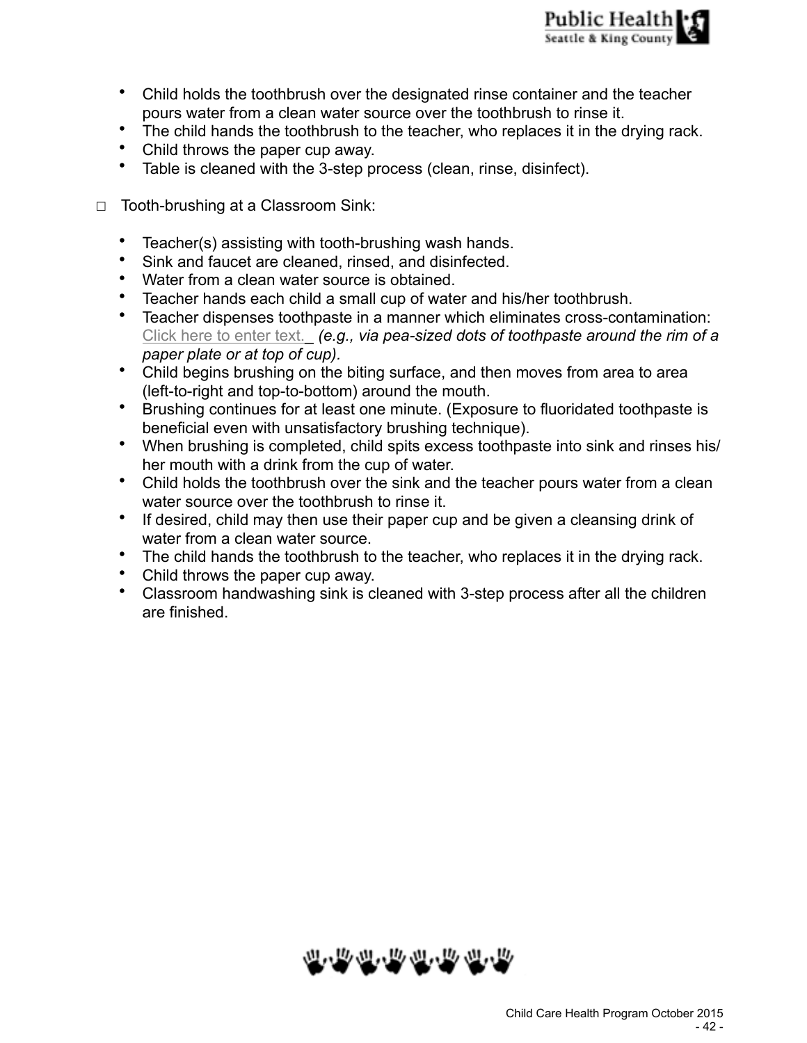- Child holds the toothbrush over the designated rinse container and the teacher pours water from a clean water source over the toothbrush to rinse it.
- The child hands the toothbrush to the teacher, who replaces it in the drying rack.
- Child throws the paper cup away.
- Table is cleaned with the 3-step process (clean, rinse, disinfect).

□ Tooth-brushing at a Classroom Sink:

- Teacher(s) assisting with tooth-brushing wash hands.
- Sink and faucet are cleaned, rinsed, and disinfected.
- Water from a clean water source is obtained.
- Teacher hands each child a small cup of water and his/her toothbrush.
- Teacher dispenses toothpaste in a manner which eliminates cross-contamination: Click here to enter text._ *(e.g., via pea-sized dots of toothpaste around the rim of a paper plate or at top of cup)*.
- Child begins brushing on the biting surface, and then moves from area to area (left-to-right and top-to-bottom) around the mouth.
- Brushing continues for at least one minute. (Exposure to fluoridated toothpaste is beneficial even with unsatisfactory brushing technique).
- When brushing is completed, child spits excess toothpaste into sink and rinses his/her mouth with a drink from the cup of water.
- Child holds the toothbrush over the sink and the teacher pours water from a clean water source over the toothbrush to rinse it.
- If desired, child may then use their paper cup and be given a cleansing drink of water from a clean water source.
- The child hands the toothbrush to the teacher, who replaces it in the drying rack.
- Child throws the paper cup away.
- Classroom handwashing sink is cleaned with 3-step process after all the children are finished.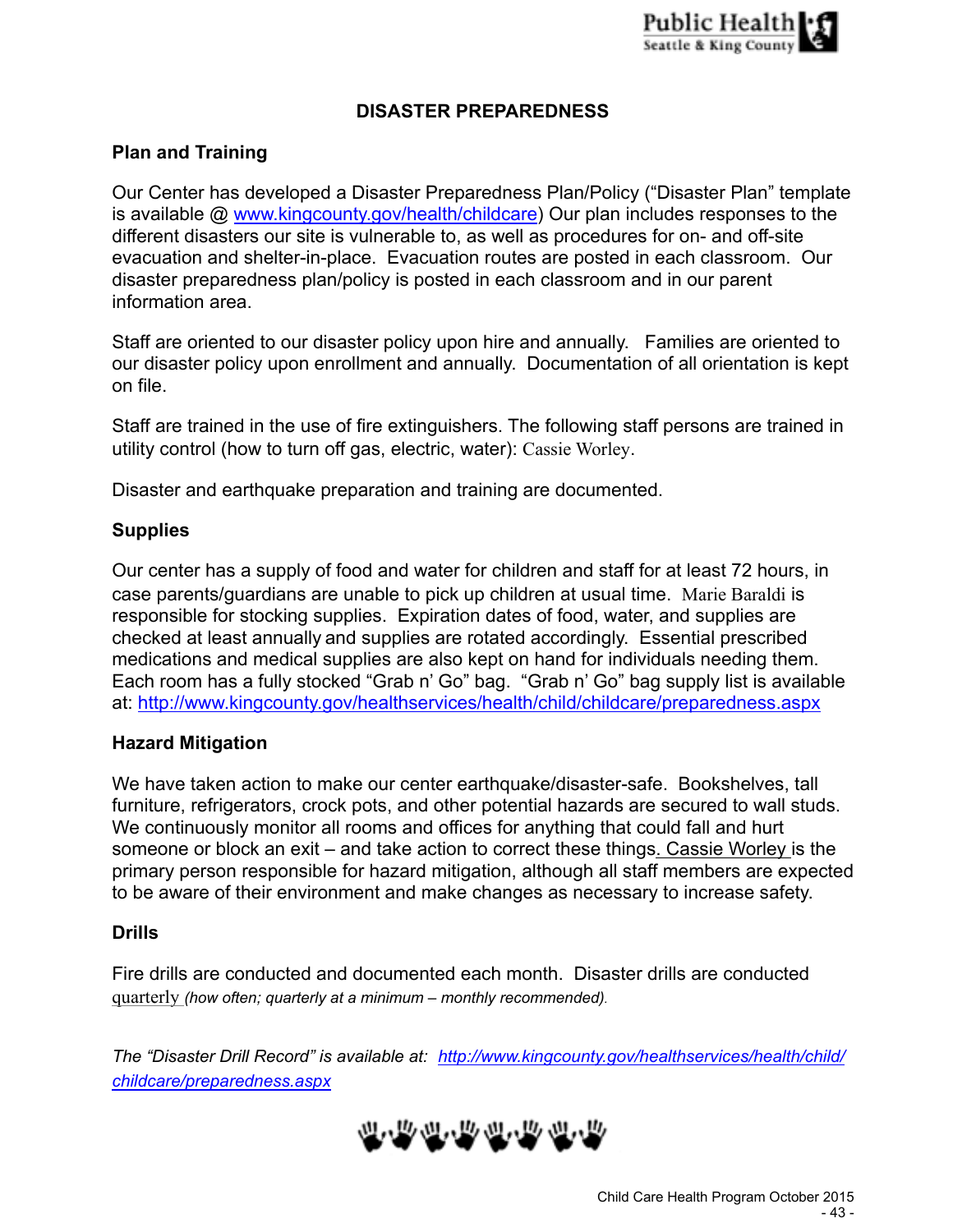# DISASTER PREPAREDNESS

## Plan and Training

Our Center has developed a Disaster Preparedness Plan/Policy ("Disaster Plan" template is available @ www.kingcounty.gov/health/childcare) Our plan includes responses to the different disasters our site is vulnerable to, as well as procedures for on- and off-site evacuation and shelter-in-place. Evacuation routes are posted in each classroom. Our disaster preparedness plan/policy is posted in each classroom and in our parent information area.

Staff are oriented to our disaster policy upon hire and annually. Families are oriented to our disaster policy upon enrollment and annually. Documentation of all orientation is kept on file.

Staff are trained in the use of fire extinguishers. The following staff persons are trained in utility control (how to turn off gas, electric, water): Cassie Worley.

Disaster and earthquake preparation and training are documented.

## Supplies

Our center has a supply of food and water for children and staff for at least 72 hours, in case parents/guardians are unable to pick up children at usual time. Marie Baraldi is responsible for stocking supplies. Expiration dates of food, water, and supplies are checked at least annually and supplies are rotated accordingly. Essential prescribed medications and medical supplies are also kept on hand for individuals needing them. Each room has a fully stocked "Grab n' Go" bag. "Grab n' Go" bag supply list is available at: http://www.kingcounty.gov/healthservices/health/child/childcare/preparedness.aspx

## Hazard Mitigation

We have taken action to make our center earthquake/disaster-safe. Bookshelves, tall furniture, refrigerators, crock pots, and other potential hazards are secured to wall studs. We continuously monitor all rooms and offices for anything that could fall and hurt someone or block an exit – and take action to correct these things. Cassie Worley is the primary person responsible for hazard mitigation, although all staff members are expected to be aware of their environment and make changes as necessary to increase safety.

## Drills

Fire drills are conducted and documented each month. Disaster drills are conducted quarterly *(how often; quarterly at a minimum – monthly recommended).*

*The "Disaster Drill Record" is available at: http://www.kingcounty.gov/healthservices/health/child/childcare/preparedness.aspx*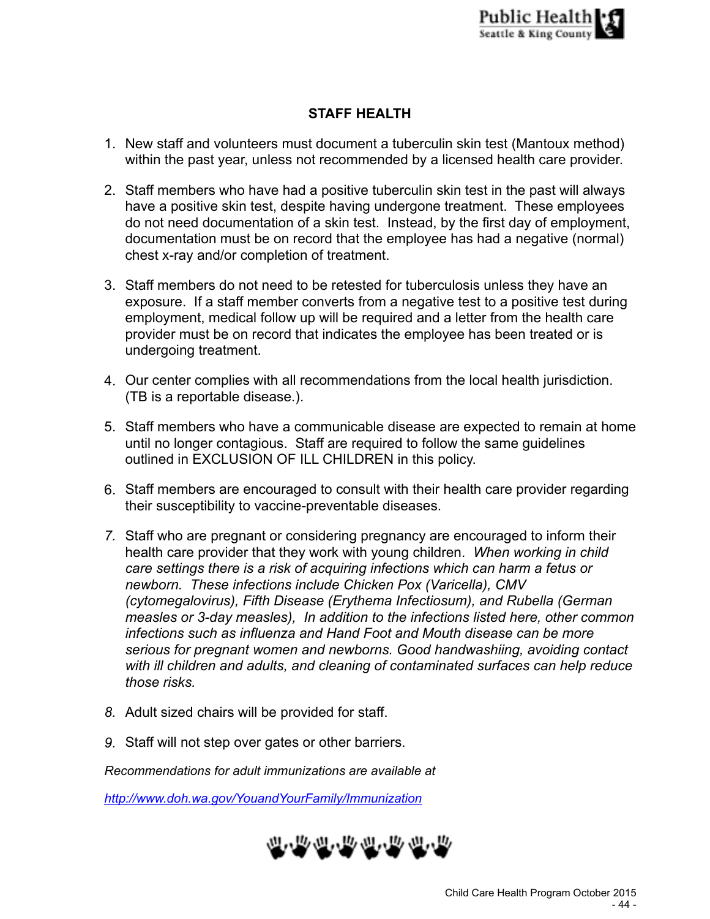## STAFF HEALTH

1. New staff and volunteers must document a tuberculin skin test (Mantoux method) within the past year, unless not recommended by a licensed health care provider.

2. Staff members who have had a positive tuberculin skin test in the past will always have a positive skin test, despite having undergone treatment. These employees do not need documentation of a skin test. Instead, by the first day of employment, documentation must be on record that the employee has had a negative (normal) chest x-ray and/or completion of treatment.

3. Staff members do not need to be retested for tuberculosis unless they have an exposure. If a staff member converts from a negative test to a positive test during employment, medical follow up will be required and a letter from the health care provider must be on record that indicates the employee has been treated or is undergoing treatment.

4. Our center complies with all recommendations from the local health jurisdiction. (TB is a reportable disease.).

5. Staff members who have a communicable disease are expected to remain at home until no longer contagious. Staff are required to follow the same guidelines outlined in EXCLUSION OF ILL CHILDREN in this policy.

6. Staff members are encouraged to consult with their health care provider regarding their susceptibility to vaccine-preventable diseases.

7. Staff who are pregnant or considering pregnancy are encouraged to inform their health care provider that they work with young children. *When working in child care settings there is a risk of acquiring infections which can harm a fetus or newborn. These infections include Chicken Pox (Varicella), CMV (cytomegalovirus), Fifth Disease (Erythema Infectiosum), and Rubella (German measles or 3-day measles), In addition to the infections listed here, other common infections such as influenza and Hand Foot and Mouth disease can be more serious for pregnant women and newborns. Good handwashiing, avoiding contact with ill children and adults, and cleaning of contaminated surfaces can help reduce those risks.*

8. Adult sized chairs will be provided for staff.

9. Staff will not step over gates or other barriers.

*Recommendations for adult immunizations are available at*

*http://www.doh.wa.gov/YouandYourFamily/Immunization*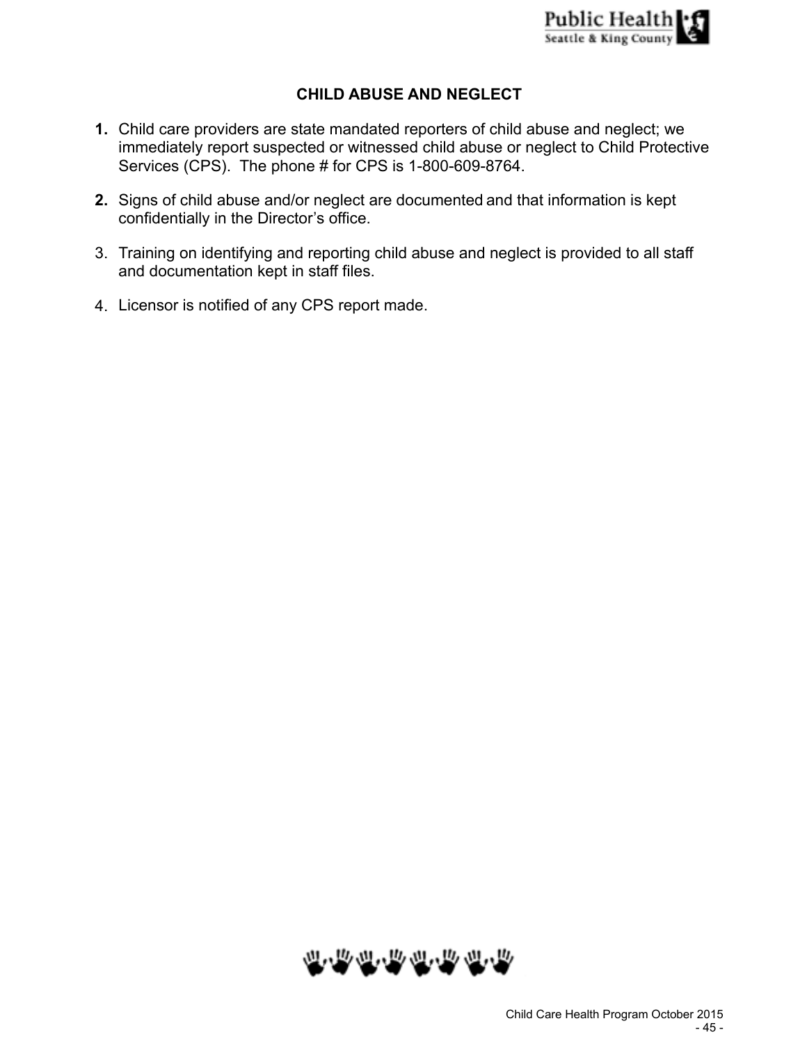## CHILD ABUSE AND NEGLECT

1. Child care providers are state mandated reporters of child abuse and neglect; we immediately report suspected or witnessed child abuse or neglect to Child Protective Services (CPS). The phone # for CPS is 1-800-609-8764.

2. Signs of child abuse and/or neglect are documented and that information is kept confidentially in the Director's office.

3. Training on identifying and reporting child abuse and neglect is provided to all staff and documentation kept in staff files.

4. Licensor is notified of any CPS report made.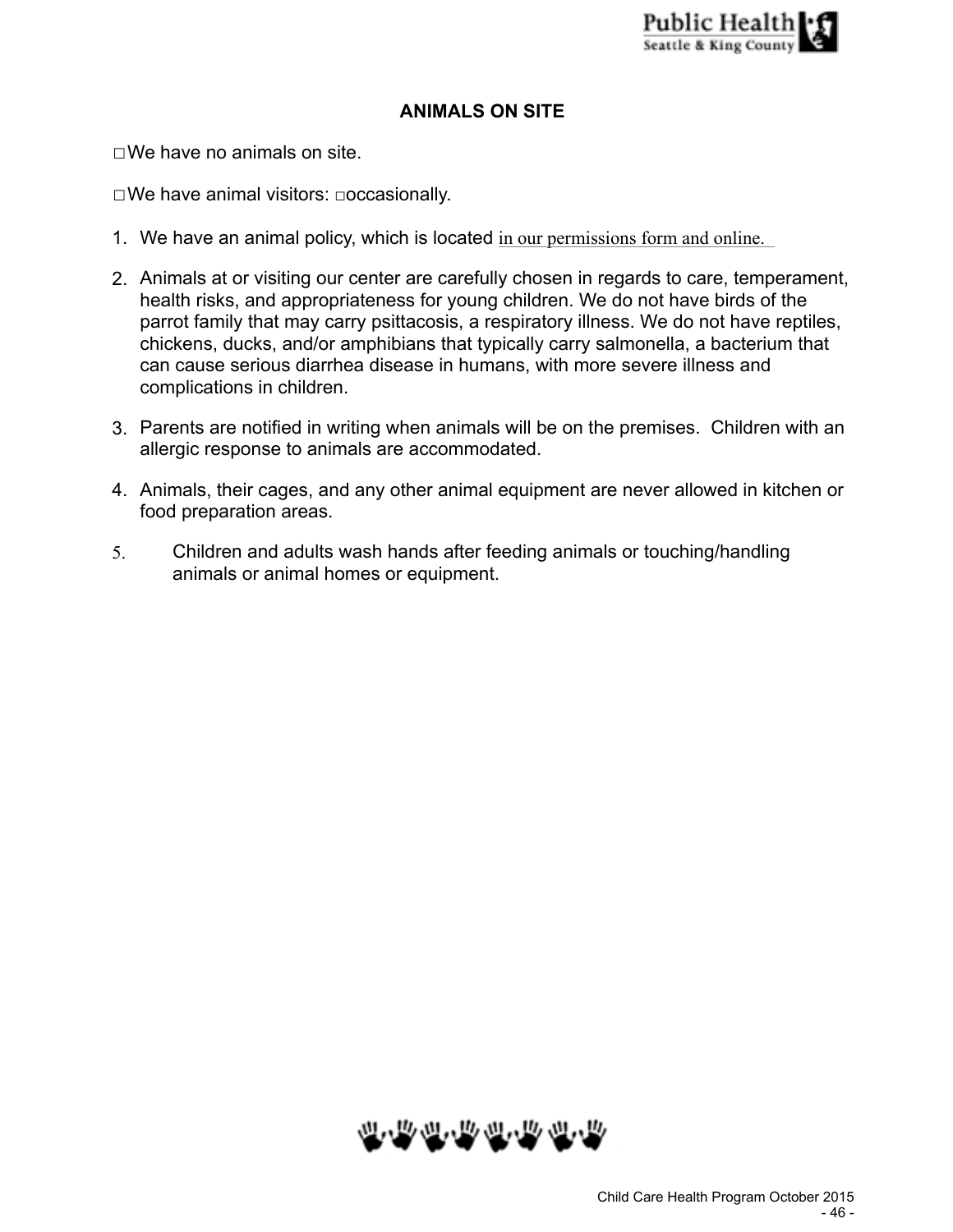## ANIMALS ON SITE

□ We have no animals on site.

□ We have animal visitors: □ occasionally.

1. We have an animal policy, which is located in our permissions form and online.
2. Animals at or visiting our center are carefully chosen in regards to care, temperament, health risks, and appropriateness for young children. We do not have birds of the parrot family that may carry psittacosis, a respiratory illness. We do not have reptiles, chickens, ducks, and/or amphibians that typically carry salmonella, a bacterium that can cause serious diarrhea disease in humans, with more severe illness and complications in children.
3. Parents are notified in writing when animals will be on the premises. Children with an allergic response to animals are accommodated.
4. Animals, their cages, and any other animal equipment are never allowed in kitchen or food preparation areas.
5. Children and adults wash hands after feeding animals or touching/handling animals or animal homes or equipment.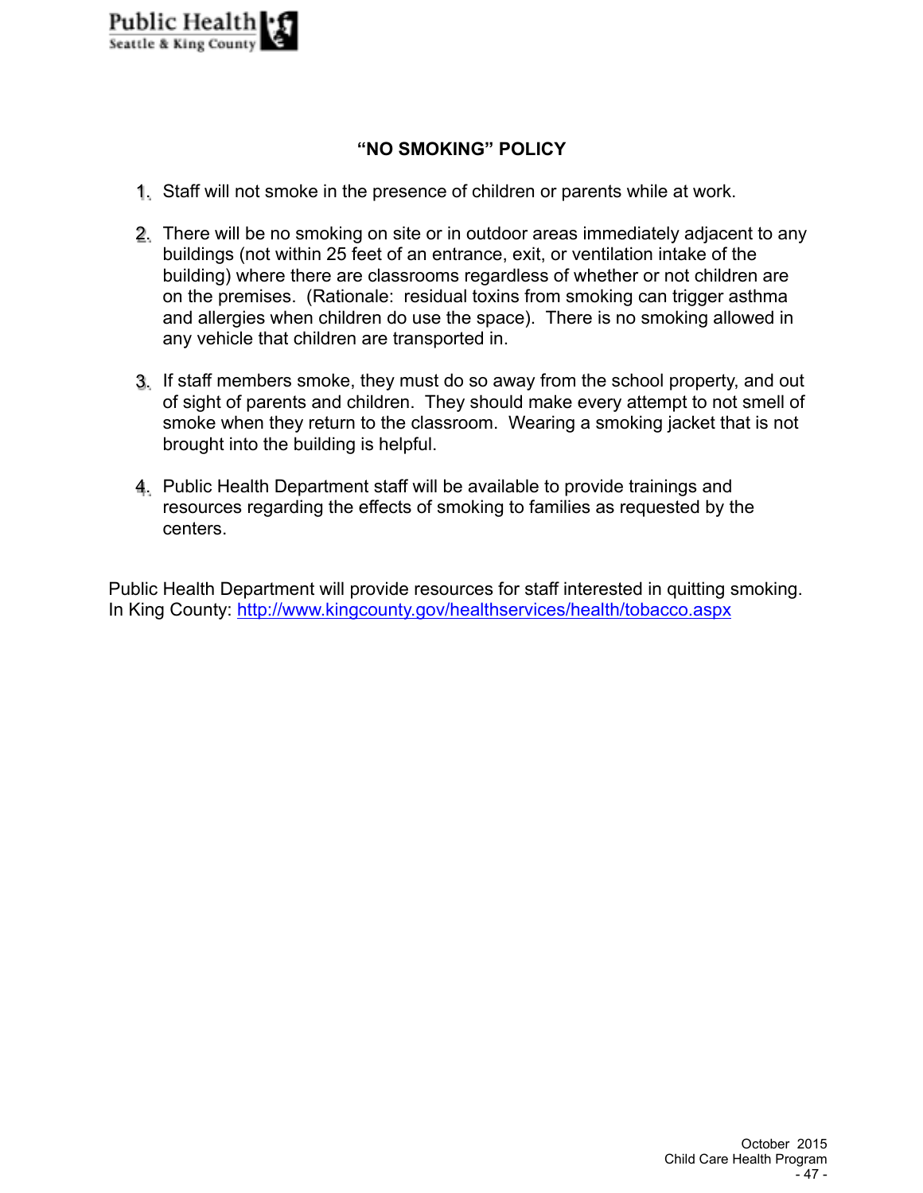# "NO SMOKING" POLICY

1. Staff will not smoke in the presence of children or parents while at work.

2. There will be no smoking on site or in outdoor areas immediately adjacent to any buildings (not within 25 feet of an entrance, exit, or ventilation intake of the building) where there are classrooms regardless of whether or not children are on the premises. (Rationale: residual toxins from smoking can trigger asthma and allergies when children do use the space). There is no smoking allowed in any vehicle that children are transported in.

3. If staff members smoke, they must do so away from the school property, and out of sight of parents and children. They should make every attempt to not smell of smoke when they return to the classroom. Wearing a smoking jacket that is not brought into the building is helpful.

4. Public Health Department staff will be available to provide trainings and resources regarding the effects of smoking to families as requested by the centers.

Public Health Department will provide resources for staff interested in quitting smoking. In King County: http://www.kingcounty.gov/healthservices/health/tobacco.aspx